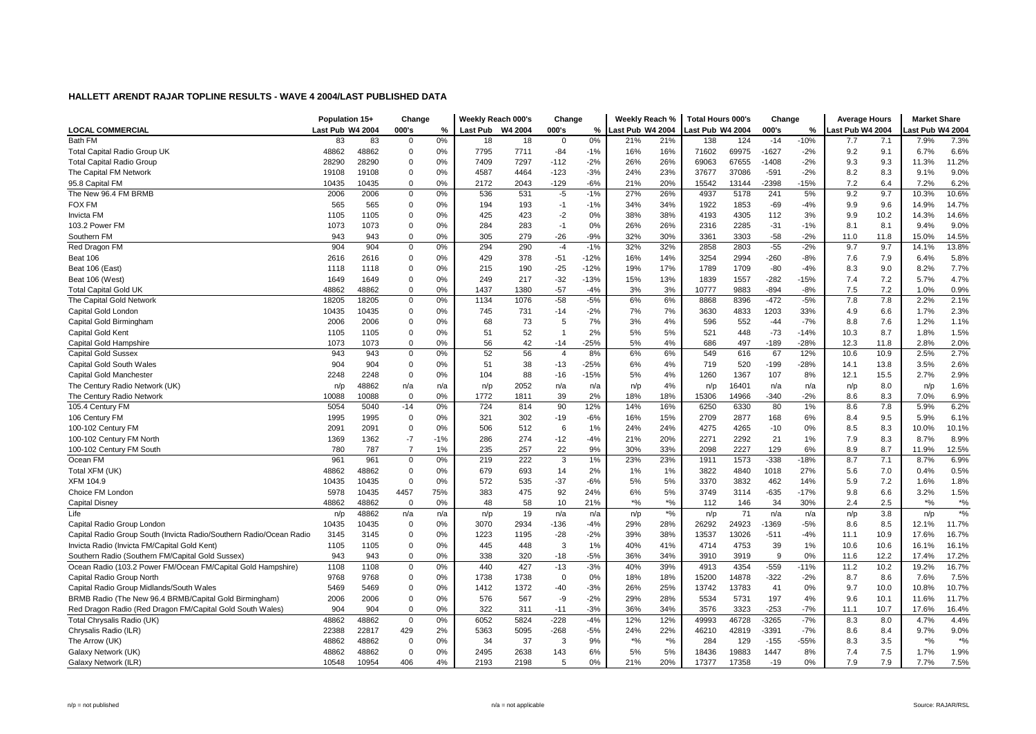# HALLETT ARENDT RAJAR TOPLINE RESULTS - WAVE 4 2004/LAST PUBLISHED DATA

| | Population 15+ | | Change | | Weekly Reach 000's | | Change | | Weekly Reach % | | Total Hours 000's | | Change | | Average Hours | | Market Share | |
|---|---|---|---|---|---|---|---|---|---|---|---|---|---|---|---|---|---|---|
| LOCAL COMMERCIAL | Last Pub | W4 2004 | 000's | % | Last Pub | W4 2004 | 000's | % | Last Pub | W4 2004 | Last Pub | W4 2004 | 000's | % | Last Pub | W4 2004 | Last Pub | W4 2004 |
| Bath FM | 83 | 83 | 0 | 0% | 18 | 18 | 0 | 0% | 21% | 21% | 138 | 124 | -14 | -10% | 7.7 | 7.1 | 7.9% | 7.3% |
| Total Capital Radio Group UK | 48862 | 48862 | 0 | 0% | 7795 | 7711 | -84 | -1% | 16% | 16% | 71602 | 69975 | -1627 | -2% | 9.2 | 9.1 | 6.7% | 6.6% |
| Total Capital Radio Group | 28290 | 28290 | 0 | 0% | 7409 | 7297 | -112 | -2% | 26% | 26% | 69063 | 67655 | -1408 | -2% | 9.3 | 9.3 | 11.3% | 11.2% |
| The Capital FM Network | 19108 | 19108 | 0 | 0% | 4587 | 4464 | -123 | -3% | 24% | 23% | 37677 | 37086 | -591 | -2% | 8.2 | 8.3 | 9.1% | 9.0% |
| 95.8 Capital FM | 10435 | 10435 | 0 | 0% | 2172 | 2043 | -129 | -6% | 21% | 20% | 15542 | 13144 | -2398 | -15% | 7.2 | 6.4 | 7.2% | 6.2% |
| The New 96.4 FM BRMB | 2006 | 2006 | 0 | 0% | 536 | 531 | -5 | -1% | 27% | 26% | 4937 | 5178 | 241 | 5% | 9.2 | 9.7 | 10.3% | 10.6% |
| FOX FM | 565 | 565 | 0 | 0% | 194 | 193 | -1 | -1% | 34% | 34% | 1922 | 1853 | -69 | -4% | 9.9 | 9.6 | 14.9% | 14.7% |
| Invicta FM | 1105 | 1105 | 0 | 0% | 425 | 423 | -2 | 0% | 38% | 38% | 4193 | 4305 | 112 | 3% | 9.9 | 10.2 | 14.3% | 14.6% |
| 103.2 Power FM | 1073 | 1073 | 0 | 0% | 284 | 283 | -1 | 0% | 26% | 26% | 2316 | 2285 | -31 | -1% | 8.1 | 8.1 | 9.4% | 9.0% |
| Southern FM | 943 | 943 | 0 | 0% | 305 | 279 | -26 | -9% | 32% | 30% | 3361 | 3303 | -58 | -2% | 11.0 | 11.8 | 15.0% | 14.5% |
| Red Dragon FM | 904 | 904 | 0 | 0% | 294 | 290 | -4 | -1% | 32% | 32% | 2858 | 2803 | -55 | -2% | 9.7 | 9.7 | 14.1% | 13.8% |
| Beat 106 | 2616 | 2616 | 0 | 0% | 429 | 378 | -51 | -12% | 16% | 14% | 3254 | 2994 | -260 | -8% | 7.6 | 7.9 | 6.4% | 5.8% |
| Beat 106 (East) | 1118 | 1118 | 0 | 0% | 215 | 190 | -25 | -12% | 19% | 17% | 1789 | 1709 | -80 | -4% | 8.3 | 9.0 | 8.2% | 7.7% |
| Beat 106 (West) | 1649 | 1649 | 0 | 0% | 249 | 217 | -32 | -13% | 15% | 13% | 1839 | 1557 | -282 | -15% | 7.4 | 7.2 | 5.7% | 4.7% |
| Total Capital Gold UK | 48862 | 48862 | 0 | 0% | 1437 | 1380 | -57 | -4% | 3% | 3% | 10777 | 9883 | -894 | -8% | 7.5 | 7.2 | 1.0% | 0.9% |
| The Capital Gold Network | 18205 | 18205 | 0 | 0% | 1134 | 1076 | -58 | -5% | 6% | 6% | 8868 | 8396 | -472 | -5% | 7.8 | 7.8 | 2.2% | 2.1% |
| Capital Gold London | 10435 | 10435 | 0 | 0% | 745 | 731 | -14 | -2% | 7% | 7% | 3630 | 4833 | 1203 | 33% | 4.9 | 6.6 | 1.7% | 2.3% |
| Capital Gold Birmingham | 2006 | 2006 | 0 | 0% | 68 | 73 | 5 | 7% | 3% | 4% | 596 | 552 | -44 | -7% | 8.8 | 7.6 | 1.2% | 1.1% |
| Capital Gold Kent | 1105 | 1105 | 0 | 0% | 51 | 52 | 1 | 2% | 5% | 5% | 521 | 448 | -73 | -14% | 10.3 | 8.7 | 1.8% | 1.5% |
| Capital Gold Hampshire | 1073 | 1073 | 0 | 0% | 56 | 42 | -14 | -25% | 5% | 4% | 686 | 497 | -189 | -28% | 12.3 | 11.8 | 2.8% | 2.0% |
| Capital Gold Sussex | 943 | 943 | 0 | 0% | 52 | 56 | 4 | 8% | 6% | 6% | 549 | 616 | 67 | 12% | 10.6 | 10.9 | 2.5% | 2.7% |
| Capital Gold South Wales | 904 | 904 | 0 | 0% | 51 | 38 | -13 | -25% | 6% | 4% | 719 | 520 | -199 | -28% | 14.1 | 13.8 | 3.5% | 2.6% |
| Capital Gold Manchester | 2248 | 2248 | 0 | 0% | 104 | 88 | -16 | -15% | 5% | 4% | 1260 | 1367 | 107 | 8% | 12.1 | 15.5 | 2.7% | 2.9% |
| The Century Radio Network (UK) | n/p | 48862 | n/a | n/a | n/p | 2052 | n/a | n/a | n/p | 4% | n/p | 16401 | n/a | n/a | n/p | 8.0 | n/p | 1.6% |
| The Century Radio Network | 10088 | 10088 | 0 | 0% | 1772 | 1811 | 39 | 2% | 18% | 18% | 15306 | 14966 | -340 | -2% | 8.6 | 8.3 | 7.0% | 6.9% |
| 105.4 Century FM | 5054 | 5040 | -14 | 0% | 724 | 814 | 90 | 12% | 14% | 16% | 6250 | 6330 | 80 | 1% | 8.6 | 7.8 | 5.9% | 6.2% |
| 106 Century FM | 1995 | 1995 | 0 | 0% | 321 | 302 | -19 | -6% | 16% | 15% | 2709 | 2877 | 168 | 6% | 8.4 | 9.5 | 5.9% | 6.1% |
| 100-102 Century FM | 2091 | 2091 | 0 | 0% | 506 | 512 | 6 | 1% | 24% | 24% | 4275 | 4265 | -10 | 0% | 8.5 | 8.3 | 10.0% | 10.1% |
| 100-102 Century FM North | 1369 | 1362 | -7 | -1% | 286 | 274 | -12 | -4% | 21% | 20% | 2271 | 2292 | 21 | 1% | 7.9 | 8.3 | 8.7% | 8.9% |
| 100-102 Century FM South | 780 | 787 | 7 | 1% | 235 | 257 | 22 | 9% | 30% | 33% | 2098 | 2227 | 129 | 6% | 8.9 | 8.7 | 11.9% | 12.5% |
| Ocean FM | 961 | 961 | 0 | 0% | 219 | 222 | 3 | 1% | 23% | 23% | 1911 | 1573 | -338 | -18% | 8.7 | 7.1 | 8.7% | 6.9% |
| Total XFM (UK) | 48862 | 48862 | 0 | 0% | 679 | 693 | 14 | 2% | 1% | 1% | 3822 | 4840 | 1018 | 27% | 5.6 | 7.0 | 0.4% | 0.5% |
| XFM 104.9 | 10435 | 10435 | 0 | 0% | 572 | 535 | -37 | -6% | 5% | 5% | 3370 | 3832 | 462 | 14% | 5.9 | 7.2 | 1.6% | 1.8% |
| Choice FM London | 5978 | 10435 | 4457 | 75% | 383 | 475 | 92 | 24% | 6% | 5% | 3749 | 3114 | -635 | -17% | 9.8 | 6.6 | 3.2% | 1.5% |
| Capital Disney | 48862 | 48862 | 0 | 0% | 48 | 58 | 10 | 21% | *% | *% | 112 | 146 | 34 | 30% | 2.4 | 2.5 | *% | *% |
| Life | n/p | 48862 | n/a | n/a | n/p | 19 | n/a | n/a | n/p | *% | n/p | 71 | n/a | n/a | n/p | 3.8 | n/p | *% |
| Capital Radio Group London | 10435 | 10435 | 0 | 0% | 3070 | 2934 | -136 | -4% | 29% | 28% | 26292 | 24923 | -1369 | -5% | 8.6 | 8.5 | 12.1% | 11.7% |
| Capital Radio Group South (Invicta Radio/Southern Radio/Ocean Radio | 3145 | 3145 | 0 | 0% | 1223 | 1195 | -28 | -2% | 39% | 38% | 13537 | 13026 | -511 | -4% | 11.1 | 10.9 | 17.6% | 16.7% |
| Invicta Radio (Invicta FM/Capital Gold Kent) | 1105 | 1105 | 0 | 0% | 445 | 448 | 3 | 1% | 40% | 41% | 4714 | 4753 | 39 | 1% | 10.6 | 10.6 | 16.1% | 16.1% |
| Southern Radio (Southern FM/Capital Gold Sussex) | 943 | 943 | 0 | 0% | 338 | 320 | -18 | -5% | 36% | 34% | 3910 | 3919 | 9 | 0% | 11.6 | 12.2 | 17.4% | 17.2% |
| Ocean Radio (103.2 Power FM/Ocean FM/Capital Gold Hampshire) | 1108 | 1108 | 0 | 0% | 440 | 427 | -13 | -3% | 40% | 39% | 4913 | 4354 | -559 | -11% | 11.2 | 10.2 | 19.2% | 16.7% |
| Capital Radio Group North | 9768 | 9768 | 0 | 0% | 1738 | 1738 | 0 | 0% | 18% | 18% | 15200 | 14878 | -322 | -2% | 8.7 | 8.6 | 7.6% | 7.5% |
| Capital Radio Group Midlands/South Wales | 5469 | 5469 | 0 | 0% | 1412 | 1372 | -40 | -3% | 26% | 25% | 13742 | 13783 | 41 | 0% | 9.7 | 10.0 | 10.8% | 10.7% |
| BRMB Radio (The New 96.4 BRMB/Capital Gold Birmingham) | 2006 | 2006 | 0 | 0% | 576 | 567 | -9 | -2% | 29% | 28% | 5534 | 5731 | 197 | 4% | 9.6 | 10.1 | 11.6% | 11.7% |
| Red Dragon Radio (Red Dragon FM/Capital Gold South Wales) | 904 | 904 | 0 | 0% | 322 | 311 | -11 | -3% | 36% | 34% | 3576 | 3323 | -253 | -7% | 11.1 | 10.7 | 17.6% | 16.4% |
| Total Chrysalis Radio (UK) | 48862 | 48862 | 0 | 0% | 6052 | 5824 | -228 | -4% | 12% | 12% | 49993 | 46728 | -3265 | -7% | 8.3 | 8.0 | 4.7% | 4.4% |
| Chrysalis Radio (ILR) | 22388 | 22817 | 429 | 2% | 5363 | 5095 | -268 | -5% | 24% | 22% | 46210 | 42819 | -3391 | -7% | 8.6 | 8.4 | 9.7% | 9.0% |
| The Arrow (UK) | 48862 | 48862 | 0 | 0% | 34 | 37 | 3 | 9% | *% | *% | 284 | 129 | -155 | -55% | 8.3 | 3.5 | *% | *% |
| Galaxy Network (UK) | 48862 | 48862 | 0 | 0% | 2495 | 2638 | 143 | 6% | 5% | 5% | 18436 | 19883 | 1447 | 8% | 7.4 | 7.5 | 1.7% | 1.9% |
| Galaxy Network (ILR) | 10548 | 10954 | 406 | 4% | 2193 | 2198 | 5 | 0% | 21% | 20% | 17377 | 17358 | -19 | 0% | 7.9 | 7.9 | 7.7% | 7.5% |

n/p = not published

n/a = not applicable

Source: RAJAR/RSL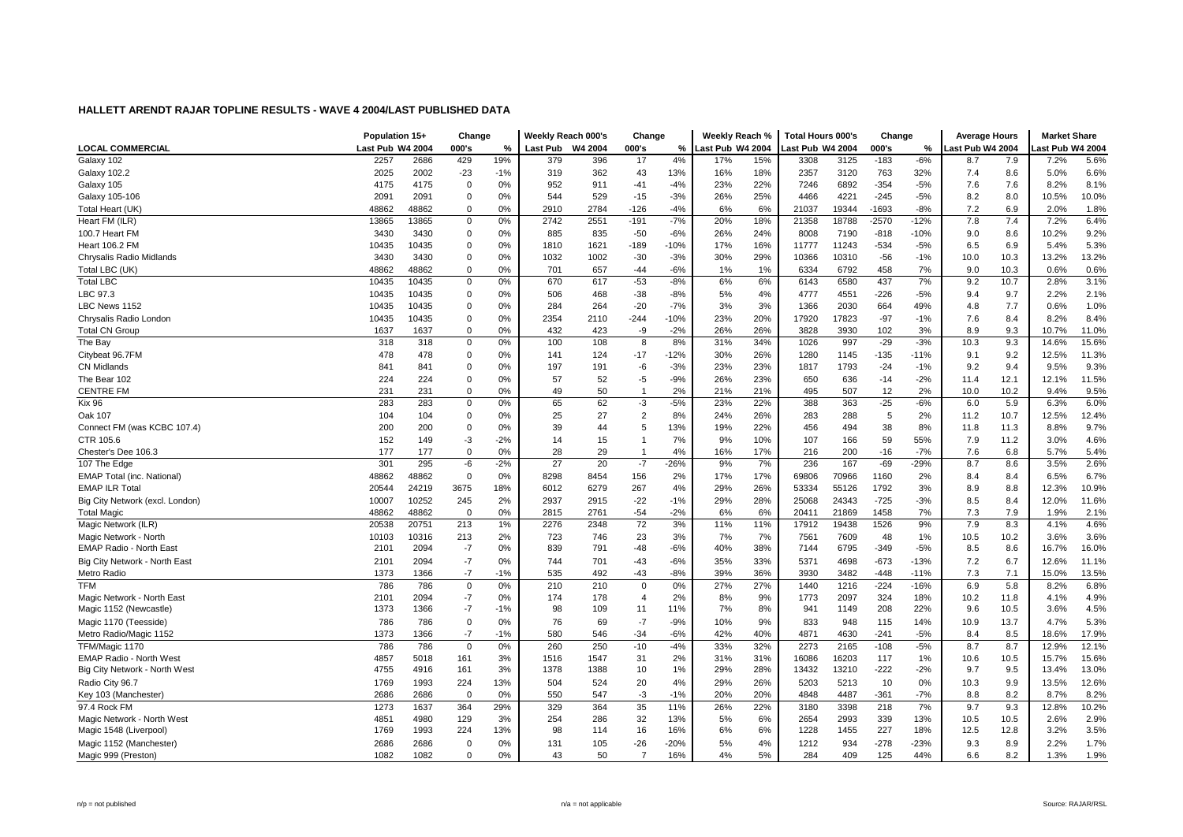**HALLETT ARENDT RAJAR TOPLINE RESULTS - WAVE 4 2004/LAST PUBLISHED DATA**

| | Population 15+ | | Change | | Weekly Reach 000's | | Change | | Weekly Reach % | | Total Hours 000's | | Change | | Average Hours | | Market Share | |
|---|---|---|---|---|---|---|---|---|---|---|---|---|---|---|---|---|---|---|
| **LOCAL COMMERCIAL** | Last Pub | W4 2004 | 000's | % | Last Pub | W4 2004 | 000's | % | Last Pub | W4 2004 | Last Pub | W4 2004 | 000's | % | Last Pub | W4 2004 | Last Pub | W4 2004 |
| Galaxy 102 | 2257 | 2686 | 429 | 19% | 379 | 396 | 17 | 4% | 17% | 15% | 3308 | 3125 | -183 | -6% | 8.7 | 7.9 | 7.2% | 5.6% |
| Galaxy 102.2 | 2025 | 2002 | -23 | -1% | 319 | 362 | 43 | 13% | 16% | 18% | 2357 | 3120 | 763 | 32% | 7.4 | 8.6 | 5.0% | 6.6% |
| Galaxy 105 | 4175 | 4175 | 0 | 0% | 952 | 911 | -41 | -4% | 23% | 22% | 7246 | 6892 | -354 | -5% | 7.6 | 7.6 | 8.2% | 8.1% |
| Galaxy 105-106 | 2091 | 2091 | 0 | 0% | 544 | 529 | -15 | -3% | 26% | 25% | 4466 | 4221 | -245 | -5% | 8.2 | 8.0 | 10.5% | 10.0% |
| Total Heart (UK) | 48862 | 48862 | 0 | 0% | 2910 | 2784 | -126 | -4% | 6% | 6% | 21037 | 19344 | -1693 | -8% | 7.2 | 6.9 | 2.0% | 1.8% |
| Heart FM (ILR) | 13865 | 13865 | 0 | 0% | 2742 | 2551 | -191 | -7% | 20% | 18% | 21358 | 18788 | -2570 | -12% | 7.8 | 7.4 | 7.2% | 6.4% |
| 100.7 Heart FM | 3430 | 3430 | 0 | 0% | 885 | 835 | -50 | -6% | 26% | 24% | 8008 | 7190 | -818 | -10% | 9.0 | 8.6 | 10.2% | 9.2% |
| Heart 106.2 FM | 10435 | 10435 | 0 | 0% | 1810 | 1621 | -189 | -10% | 17% | 16% | 11777 | 11243 | -534 | -5% | 6.5 | 6.9 | 5.4% | 5.3% |
| Chrysalis Radio Midlands | 3430 | 3430 | 0 | 0% | 1032 | 1002 | -30 | -3% | 30% | 29% | 10366 | 10310 | -56 | -1% | 10.0 | 10.3 | 13.2% | 13.2% |
| Total LBC (UK) | 48862 | 48862 | 0 | 0% | 701 | 657 | -44 | -6% | 1% | 1% | 6334 | 6792 | 458 | 7% | 9.0 | 10.3 | 0.6% | 0.6% |
| Total LBC | 10435 | 10435 | 0 | 0% | 670 | 617 | -53 | -8% | 6% | 6% | 6143 | 6580 | 437 | 7% | 9.2 | 10.7 | 2.8% | 3.1% |
| LBC 97.3 | 10435 | 10435 | 0 | 0% | 506 | 468 | -38 | -8% | 5% | 4% | 4777 | 4551 | -226 | -5% | 9.4 | 9.7 | 2.2% | 2.1% |
| LBC News 1152 | 10435 | 10435 | 0 | 0% | 284 | 264 | -20 | -7% | 3% | 3% | 1366 | 2030 | 664 | 49% | 4.8 | 7.7 | 0.6% | 1.0% |
| Chrysalis Radio London | 10435 | 10435 | 0 | 0% | 2354 | 2110 | -244 | -10% | 23% | 20% | 17920 | 17823 | -97 | -1% | 7.6 | 8.4 | 8.2% | 8.4% |
| Total CN Group | 1637 | 1637 | 0 | 0% | 432 | 423 | -9 | -2% | 26% | 26% | 3828 | 3930 | 102 | 3% | 8.9 | 9.3 | 10.7% | 11.0% |
| The Bay | 318 | 318 | 0 | 0% | 100 | 108 | 8 | 8% | 31% | 34% | 1026 | 997 | -29 | -3% | 10.3 | 9.3 | 14.6% | 15.6% |
| Citybeat 96.7FM | 478 | 478 | 0 | 0% | 141 | 124 | -17 | -12% | 30% | 26% | 1280 | 1145 | -135 | -11% | 9.1 | 9.2 | 12.5% | 11.3% |
| CN Midlands | 841 | 841 | 0 | 0% | 197 | 191 | -6 | -3% | 23% | 23% | 1817 | 1793 | -24 | -1% | 9.2 | 9.4 | 9.5% | 9.3% |
| The Bear 102 | 224 | 224 | 0 | 0% | 57 | 52 | -5 | -9% | 26% | 23% | 650 | 636 | -14 | -2% | 11.4 | 12.1 | 12.1% | 11.5% |
| The CENTRE FM | 231 | 231 | 0 | 0% | 49 | 50 | 1 | 2% | 21% | 21% | 495 | 507 | 12 | 2% | 10.0 | 10.2 | 9.4% | 9.5% |
| Kix 96 | 283 | 283 | 0 | 0% | 65 | 62 | -3 | -5% | 23% | 22% | 388 | 363 | -25 | -6% | 6.0 | 5.9 | 6.3% | 6.0% |
| Oak 107 | 104 | 104 | 0 | 0% | 25 | 27 | 2 | 8% | 24% | 26% | 283 | 288 | 5 | 2% | 11.2 | 10.7 | 12.5% | 12.4% |
| Connect FM (was KCBC 107.4) | 200 | 200 | 0 | 0% | 39 | 44 | 5 | 13% | 19% | 22% | 456 | 494 | 38 | 8% | 11.8 | 11.3 | 8.8% | 9.7% |
| CTR 105.6 | 152 | 149 | -3 | -2% | 14 | 15 | 1 | 7% | 9% | 10% | 107 | 166 | 59 | 55% | 7.9 | 11.2 | 3.0% | 4.6% |
| Chester's Dee 106.3 | 177 | 177 | 0 | 0% | 28 | 29 | 1 | 4% | 16% | 17% | 216 | 200 | -16 | -7% | 7.6 | 6.8 | 5.7% | 5.4% |
| 107 The Edge | 301 | 295 | -6 | -2% | 27 | 20 | -7 | -26% | 9% | 7% | 236 | 167 | -69 | -29% | 8.7 | 8.6 | 3.5% | 2.6% |
| EMAP Total (inc. National) | 48862 | 48862 | 0 | 0% | 8298 | 8454 | 156 | 2% | 17% | 17% | 69806 | 70966 | 1160 | 2% | 8.4 | 8.4 | 6.5% | 6.7% |
| EMAP ILR Total | 20544 | 24219 | 3675 | 18% | 6012 | 6279 | 267 | 4% | 29% | 26% | 53334 | 55126 | 1792 | 3% | 8.9 | 8.8 | 12.3% | 10.9% |
| Big City Network (excl. London) | 10007 | 10252 | 245 | 2% | 2937 | 2915 | -22 | -1% | 29% | 28% | 25068 | 24343 | -725 | -3% | 8.5 | 8.4 | 12.0% | 11.6% |
| Total Magic | 48862 | 48862 | 0 | 0% | 2815 | 2761 | -54 | -2% | 6% | 6% | 20411 | 21869 | 1458 | 7% | 7.3 | 7.9 | 1.9% | 2.1% |
| Magic Network (ILR) | 20538 | 20751 | 213 | 1% | 2276 | 2348 | 72 | 3% | 11% | 11% | 17912 | 19438 | 1526 | 9% | 7.9 | 8.3 | 4.1% | 4.6% |
| Magic Network - North | 10103 | 10316 | 213 | 2% | 723 | 746 | 23 | 3% | 7% | 7% | 7561 | 7609 | 48 | 1% | 10.5 | 10.2 | 3.6% | 3.6% |
| EMAP Radio - North East | 2101 | 2094 | -7 | 0% | 839 | 791 | -48 | -6% | 40% | 38% | 7144 | 6795 | -349 | -5% | 8.5 | 8.6 | 16.7% | 16.0% |
| Big City Network - North East | 2101 | 2094 | -7 | 0% | 744 | 701 | -43 | -6% | 35% | 33% | 5371 | 4698 | -673 | -13% | 7.2 | 6.7 | 12.6% | 11.1% |
| Metro Radio | 1373 | 1366 | -7 | -1% | 535 | 492 | -43 | -8% | 39% | 36% | 3930 | 3482 | -448 | -11% | 7.3 | 7.1 | 15.0% | 13.5% |
| TFM | 786 | 786 | 0 | 0% | 210 | 210 | 0 | 0% | 27% | 27% | 1440 | 1216 | -224 | -16% | 6.9 | 5.8 | 8.2% | 6.8% |
| Magic Network - North East | 2101 | 2094 | -7 | 0% | 174 | 178 | 4 | 2% | 8% | 9% | 1773 | 2097 | 324 | 18% | 10.2 | 11.8 | 4.1% | 4.9% |
| Magic 1152 (Newcastle) | 1373 | 1366 | -7 | -1% | 98 | 109 | 11 | 11% | 7% | 8% | 941 | 1149 | 208 | 22% | 9.6 | 10.5 | 3.6% | 4.5% |
| Magic 1170 (Teesside) | 786 | 786 | 0 | 0% | 76 | 69 | -7 | -9% | 10% | 9% | 833 | 948 | 115 | 14% | 10.9 | 13.7 | 4.7% | 5.3% |
| Metro Radio/Magic 1152 | 1373 | 1366 | -7 | -1% | 580 | 546 | -34 | -6% | 42% | 40% | 4871 | 4630 | -241 | -5% | 8.4 | 8.5 | 18.6% | 17.9% |
| TFM/Magic 1170 | 786 | 786 | 0 | 0% | 260 | 250 | -10 | -4% | 33% | 32% | 2273 | 2165 | -108 | -5% | 8.7 | 8.7 | 12.9% | 12.1% |
| EMAP Radio - North West | 4857 | 5018 | 161 | 3% | 1516 | 1547 | 31 | 2% | 31% | 31% | 16086 | 16203 | 117 | 1% | 10.6 | 10.5 | 15.7% | 15.6% |
| Big City Network - North West | 4755 | 4916 | 161 | 3% | 1378 | 1388 | 10 | 1% | 29% | 28% | 13432 | 13210 | -222 | -2% | 9.7 | 9.5 | 13.4% | 13.0% |
| Radio City 96.7 | 1769 | 1993 | 224 | 13% | 504 | 524 | 20 | 4% | 29% | 26% | 5203 | 5213 | 10 | 0% | 10.3 | 9.9 | 13.5% | 12.6% |
| Key 103 (Manchester) | 2686 | 2686 | 0 | 0% | 550 | 547 | -3 | -1% | 20% | 20% | 4848 | 4487 | -361 | -7% | 8.8 | 8.2 | 8.7% | 8.2% |
| 97.4 Rock FM | 1273 | 1637 | 364 | 29% | 329 | 364 | 35 | 11% | 26% | 22% | 3180 | 3398 | 218 | 7% | 9.7 | 9.3 | 12.8% | 10.2% |
| Magic Network - North West | 4851 | 4980 | 129 | 3% | 254 | 286 | 32 | 13% | 5% | 6% | 2654 | 2993 | 339 | 13% | 10.5 | 10.5 | 2.6% | 2.9% |
| Magic 1548 (Liverpool) | 1769 | 1993 | 224 | 13% | 98 | 114 | 16 | 16% | 6% | 6% | 1228 | 1455 | 227 | 18% | 12.5 | 12.8 | 3.2% | 3.5% |
| Magic 1152 (Manchester) | 2686 | 2686 | 0 | 0% | 131 | 105 | -26 | -20% | 5% | 4% | 1212 | 934 | -278 | -23% | 9.3 | 8.9 | 2.2% | 1.7% |
| Magic 999 (Preston) | 1082 | 1082 | 0 | 0% | 43 | 50 | 7 | 16% | 4% | 5% | 284 | 409 | 125 | 44% | 6.6 | 8.2 | 1.3% | 1.9% |

n/p = not published n/a = not applicable Source: RAJAR/RSL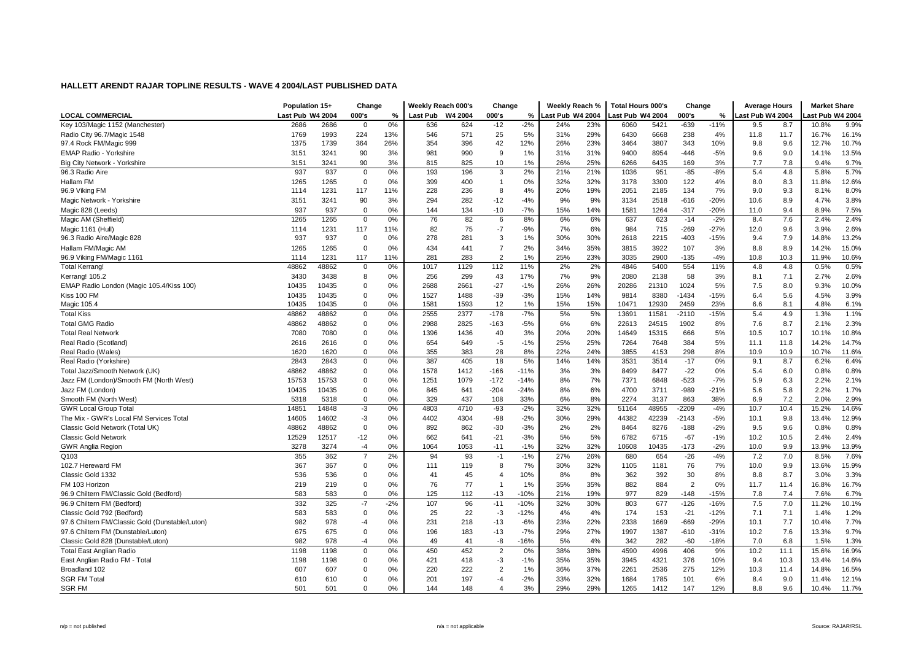# HALLETT ARENDT RAJAR TOPLINE RESULTS - WAVE 4 2004/LAST PUBLISHED DATA

| | Population 15+ | | Change | | Weekly Reach 000's | | Change | | Weekly Reach % | | Total Hours 000's | | Change | | Average Hours | | Market Share | |
|---|---|---|---|---|---|---|---|---|---|---|---|---|---|---|---|---|---|---|
| **LOCAL COMMERCIAL** | Last Pub | W4 2004 | 000's | % | Last Pub | W4 2004 | 000's | % | Last Pub | W4 2004 | Last Pub | W4 2004 | 000's | % | Last Pub | W4 2004 | Last Pub | W4 2004 |
| Key 103/Magic 1152 (Manchester) | 2686 | 2686 | 0 | 0% | 636 | 624 | -12 | -2% | 24% | 23% | 6060 | 5421 | -639 | -11% | 9.5 | 8.7 | 10.8% | 9.9% |
| Radio City 96.7/Magic 1548 | 1769 | 1993 | 224 | 13% | 546 | 571 | 25 | 5% | 31% | 29% | 6430 | 6668 | 238 | 4% | 11.8 | 11.7 | 16.7% | 16.1% |
| 97.4 Rock FM/Magic 999 | 1375 | 1739 | 364 | 26% | 354 | 396 | 42 | 12% | 26% | 23% | 3464 | 3807 | 343 | 10% | 9.8 | 9.6 | 12.7% | 10.7% |
| EMAP Radio - Yorkshire | 3151 | 3241 | 90 | 3% | 981 | 990 | 9 | 1% | 31% | 31% | 9400 | 8954 | -446 | -5% | 9.6 | 9.0 | 14.1% | 13.5% |
| Big City Network - Yorkshire | 3151 | 3241 | 90 | 3% | 815 | 825 | 10 | 1% | 26% | 25% | 6266 | 6435 | 169 | 3% | 7.7 | 7.8 | 9.4% | 9.7% |
| 96.3 Radio Aire | 937 | 937 | 0 | 0% | 193 | 196 | 3 | 2% | 21% | 21% | 1036 | 951 | -85 | -8% | 5.4 | 4.8 | 5.8% | 5.7% |
| Hallam FM | 1265 | 1265 | 0 | 0% | 399 | 400 | 1 | 0% | 32% | 32% | 3178 | 3300 | 122 | 4% | 8.0 | 8.3 | 11.8% | 12.6% |
| 96.9 Viking FM | 1114 | 1231 | 117 | 11% | 228 | 236 | 8 | 4% | 20% | 19% | 2051 | 2185 | 134 | 7% | 9.0 | 9.3 | 8.1% | 8.0% |
| Magic Network - Yorkshire | 3151 | 3241 | 90 | 3% | 294 | 282 | -12 | -4% | 9% | 9% | 3134 | 2518 | -616 | -20% | 10.6 | 8.9 | 4.7% | 3.8% |
| Magic 828 (Leeds) | 937 | 937 | 0 | 0% | 144 | 134 | -10 | -7% | 15% | 14% | 1581 | 1264 | -317 | -20% | 11.0 | 9.4 | 8.9% | 7.5% |
| Magic AM (Sheffield) | 1265 | 1265 | 0 | 0% | 76 | 82 | 6 | 8% | 6% | 6% | 637 | 623 | -14 | -2% | 8.4 | 7.6 | 2.4% | 2.4% |
| Magic 1161 (Hull) | 1114 | 1231 | 117 | 11% | 82 | 75 | -7 | -9% | 7% | 6% | 984 | 715 | -269 | -27% | 12.0 | 9.6 | 3.9% | 2.6% |
| 96.3 Radio Aire/Magic 828 | 937 | 937 | 0 | 0% | 278 | 281 | 3 | 1% | 30% | 30% | 2618 | 2215 | -403 | -15% | 9.4 | 7.9 | 14.8% | 13.2% |
| Hallam FM/Magic AM | 1265 | 1265 | 0 | 0% | 434 | 441 | 7 | 2% | 34% | 35% | 3815 | 3922 | 107 | 3% | 8.8 | 8.9 | 14.2% | 15.0% |
| 96.9 Viking FM/Magic 1161 | 1114 | 1231 | 117 | 11% | 281 | 283 | 2 | 1% | 25% | 23% | 3035 | 2900 | -135 | -4% | 10.8 | 10.3 | 11.9% | 10.6% |
| Total Kerrang! | 48862 | 48862 | 0 | 0% | 1017 | 1129 | 112 | 11% | 2% | 2% | 4846 | 5400 | 554 | 11% | 4.8 | 4.8 | 0.5% | 0.5% |
| Kerrang! 105.2 | 3430 | 3438 | 8 | 0% | 256 | 299 | 43 | 17% | 7% | 9% | 2080 | 2138 | 58 | 3% | 8.1 | 7.1 | 2.7% | 2.6% |
| EMAP Radio London (Magic 105.4/Kiss 100) | 10435 | 10435 | 0 | 0% | 2688 | 2661 | -27 | -1% | 26% | 26% | 20286 | 21310 | 1024 | 5% | 7.5 | 8.0 | 9.3% | 10.0% |
| Kiss 100 FM | 10435 | 10435 | 0 | 0% | 1527 | 1488 | -39 | -3% | 15% | 14% | 9814 | 8380 | -1434 | -15% | 6.4 | 5.6 | 4.5% | 3.9% |
| Magic 105.4 | 10435 | 10435 | 0 | 0% | 1581 | 1593 | 12 | 1% | 15% | 15% | 10471 | 12930 | 2459 | 23% | 6.6 | 8.1 | 4.8% | 6.1% |
| Total Kiss | 48862 | 48862 | 0 | 0% | 2555 | 2377 | -178 | -7% | 5% | 5% | 13691 | 11581 | -2110 | -15% | 5.4 | 4.9 | 1.3% | 1.1% |
| Total GMG Radio | 48862 | 48862 | 0 | 0% | 2988 | 2825 | -163 | -5% | 6% | 6% | 22613 | 24515 | 1902 | 8% | 7.6 | 8.7 | 2.1% | 2.3% |
| Total Real Network | 7080 | 7080 | 0 | 0% | 1396 | 1436 | 40 | 3% | 20% | 20% | 14649 | 15315 | 666 | 5% | 10.5 | 10.7 | 10.1% | 10.8% |
| Real Radio (Scotland) | 2616 | 2616 | 0 | 0% | 654 | 649 | -5 | -1% | 25% | 25% | 7264 | 7648 | 384 | 5% | 11.1 | 11.8 | 14.2% | 14.7% |
| Real Radio (Wales) | 1620 | 1620 | 0 | 0% | 355 | 383 | 28 | 8% | 22% | 24% | 3855 | 4153 | 298 | 8% | 10.9 | 10.9 | 10.7% | 11.6% |
| Real Radio (Yorkshire) | 2843 | 2843 | 0 | 0% | 387 | 405 | 18 | 5% | 14% | 14% | 3531 | 3514 | -17 | 0% | 9.1 | 8.7 | 6.2% | 6.4% |
| Total Jazz/Smooth Network (UK) | 48862 | 48862 | 0 | 0% | 1578 | 1412 | -166 | -11% | 3% | 3% | 8499 | 8477 | -22 | 0% | 5.4 | 6.0 | 0.8% | 0.8% |
| Jazz FM (London)/Smooth FM (North West) | 15753 | 15753 | 0 | 0% | 1251 | 1079 | -172 | -14% | 8% | 7% | 7371 | 6848 | -523 | -7% | 5.9 | 6.3 | 2.2% | 2.1% |
| Jazz FM (London) | 10435 | 10435 | 0 | 0% | 845 | 641 | -204 | -24% | 8% | 6% | 4700 | 3711 | -989 | -21% | 5.6 | 5.8 | 2.2% | 1.7% |
| Smooth FM (North West) | 5318 | 5318 | 0 | 0% | 329 | 437 | 108 | 33% | 6% | 8% | 2274 | 3137 | 863 | 38% | 6.9 | 7.2 | 2.0% | 2.9% |
| GWR Local Group Total | 14851 | 14848 | -3 | 0% | 4803 | 4710 | -93 | -2% | 32% | 32% | 51164 | 48955 | -2209 | -4% | 10.7 | 10.4 | 15.2% | 14.6% |
| The Mix - GWR's Local FM Services Total | 14605 | 14602 | -3 | 0% | 4402 | 4304 | -98 | -2% | 30% | 29% | 44382 | 42239 | -2143 | -5% | 10.1 | 9.8 | 13.4% | 12.9% |
| Classic Gold Network (Total UK) | 48862 | 48862 | 0 | 0% | 892 | 862 | -30 | -3% | 2% | 2% | 8464 | 8276 | -188 | -2% | 9.5 | 9.6 | 0.8% | 0.8% |
| Classic Gold Network | 12529 | 12517 | -12 | 0% | 662 | 641 | -21 | -3% | 5% | 5% | 6782 | 6715 | -67 | -1% | 10.2 | 10.5 | 2.4% | 2.4% |
| GWR Anglia Region | 3278 | 3274 | -4 | 0% | 1064 | 1053 | -11 | -1% | 32% | 32% | 10608 | 10435 | -173 | -2% | 10.0 | 9.9 | 13.9% | 13.9% |
| Q103 | 355 | 362 | 7 | 2% | 94 | 93 | -1 | -1% | 27% | 26% | 680 | 654 | -26 | -4% | 7.2 | 7.0 | 8.5% | 7.6% |
| 102.7 Hereward FM | 367 | 367 | 0 | 0% | 111 | 119 | 8 | 7% | 30% | 32% | 1105 | 1181 | 76 | 7% | 10.0 | 9.9 | 13.6% | 15.9% |
| Classic Gold 1332 | 536 | 536 | 0 | 0% | 41 | 45 | 4 | 10% | 8% | 8% | 362 | 392 | 30 | 8% | 8.8 | 8.7 | 3.0% | 3.3% |
| FM 103 Horizon | 219 | 219 | 0 | 0% | 76 | 77 | 1 | 1% | 35% | 35% | 882 | 884 | 2 | 0% | 11.7 | 11.4 | 16.8% | 16.7% |
| 96.9 Chiltern FM/Classic Gold (Bedford) | 583 | 583 | 0 | 0% | 125 | 112 | -13 | -10% | 21% | 19% | 977 | 829 | -148 | -15% | 7.8 | 7.4 | 7.6% | 6.7% |
| 96.9 Chiltern FM (Bedford) | 332 | 325 | -7 | -2% | 107 | 96 | -11 | -10% | 32% | 30% | 803 | 677 | -126 | -16% | 7.5 | 7.0 | 11.2% | 10.1% |
| Classic Gold 792 (Bedford) | 583 | 583 | 0 | 0% | 25 | 22 | -3 | -12% | 4% | 4% | 174 | 153 | -21 | -12% | 7.1 | 7.1 | 1.4% | 1.2% |
| 97.6 Chiltern FM/Classic Gold (Dunstable/Luton) | 982 | 978 | -4 | 0% | 231 | 218 | -13 | -6% | 23% | 22% | 2338 | 1669 | -669 | -29% | 10.1 | 7.7 | 10.4% | 7.7% |
| 97.6 Chiltern FM (Dunstable/Luton) | 675 | 675 | 0 | 0% | 196 | 183 | -13 | -7% | 29% | 27% | 1997 | 1387 | -610 | -31% | 10.2 | 7.6 | 13.3% | 9.7% |
| Classic Gold 828 (Dunstable/Luton) | 982 | 978 | -4 | 0% | 49 | 41 | -8 | -16% | 5% | 4% | 342 | 282 | -60 | -18% | 7.0 | 6.8 | 1.5% | 1.3% |
| Total East Anglian Radio | 1198 | 1198 | 0 | 0% | 450 | 452 | 2 | 0% | 38% | 38% | 4590 | 4996 | 406 | 9% | 10.2 | 11.1 | 15.6% | 16.9% |
| East Anglian Radio FM - Total | 1198 | 1198 | 0 | 0% | 421 | 418 | -3 | -1% | 35% | 35% | 3945 | 4321 | 376 | 10% | 9.4 | 10.3 | 13.4% | 14.6% |
| Broadland 102 | 607 | 607 | 0 | 0% | 220 | 222 | 2 | 1% | 36% | 37% | 2261 | 2536 | 275 | 12% | 10.3 | 11.4 | 14.8% | 16.5% |
| SGR FM Total | 610 | 610 | 0 | 0% | 201 | 197 | -4 | -2% | 33% | 32% | 1684 | 1785 | 101 | 6% | 8.4 | 9.0 | 11.4% | 12.1% |
| SGR FM | 501 | 501 | 0 | 0% | 144 | 148 | 4 | 3% | 29% | 29% | 1265 | 1412 | 147 | 12% | 8.8 | 9.6 | 10.4% | 11.7% |

n/p = not published    n/a = not applicable    Source: RAJAR/RSL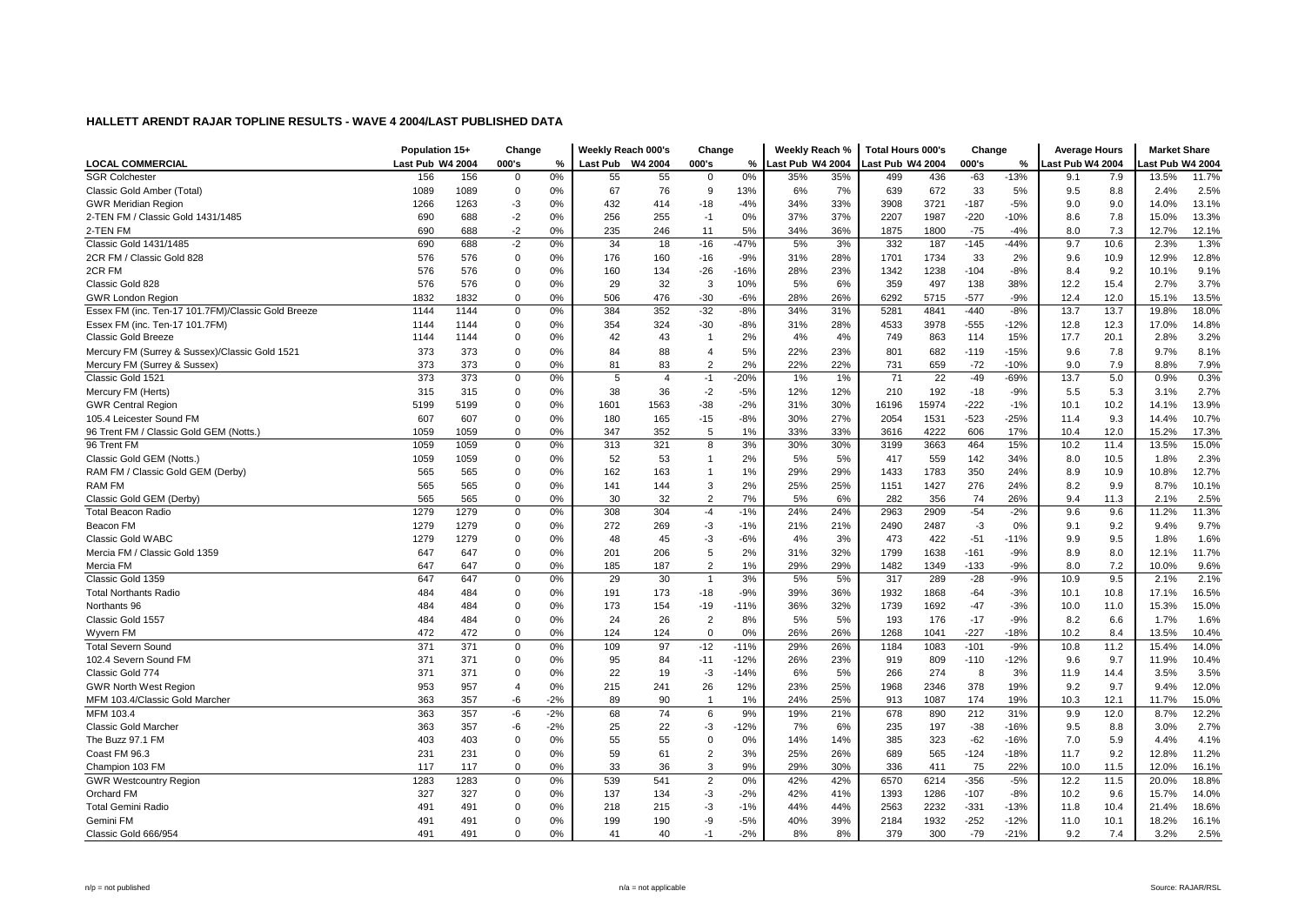## HALLETT ARENDT RAJAR TOPLINE RESULTS - WAVE 4 2004/LAST PUBLISHED DATA

| | Population 15+ | | Change | | Weekly Reach 000's | | Change | | Weekly Reach % | | Total Hours 000's | | Change | | Average Hours | | Market Share | |
|---|---|---|---|---|---|---|---|---|---|---|---|---|---|---|---|---|---|---|
| **LOCAL COMMERCIAL** | Last Pub | W4 2004 | 000's | % | Last Pub | W4 2004 | 000's | % | Last Pub | W4 2004 | Last Pub | W4 2004 | 000's | % | Last Pub | W4 2004 | Last Pub | W4 2004 |
| SGR Colchester | 156 | 156 | 0 | 0% | 55 | 55 | 0 | 0% | 35% | 35% | 499 | 436 | -63 | -13% | 9.1 | 7.9 | 13.5% | 11.7% |
| Classic Gold Amber (Total) | 1089 | 1089 | 0 | 0% | 67 | 76 | 9 | 13% | 6% | 7% | 639 | 672 | 33 | 5% | 9.5 | 8.8 | 2.4% | 2.5% |
| GWR Meridian Region | 1266 | 1263 | -3 | 0% | 432 | 414 | -18 | -4% | 34% | 33% | 3908 | 3721 | -187 | -5% | 9.0 | 9.0 | 14.0% | 13.1% |
| 2-TEN FM / Classic Gold 1431/1485 | 690 | 688 | -2 | 0% | 256 | 255 | -1 | 0% | 37% | 37% | 2207 | 1987 | -220 | -10% | 8.6 | 7.8 | 15.0% | 13.3% |
| 2-TEN FM | 690 | 688 | -2 | 0% | 235 | 246 | 11 | 5% | 34% | 36% | 1875 | 1800 | -75 | -4% | 8.0 | 7.3 | 12.7% | 12.1% |
| Classic Gold 1431/1485 | 690 | 688 | -2 | 0% | 34 | 18 | -16 | -47% | 5% | 3% | 332 | 187 | -145 | -44% | 9.7 | 10.6 | 2.3% | 1.3% |
| 2CR FM / Classic Gold 828 | 576 | 576 | 0 | 0% | 176 | 160 | -16 | -9% | 31% | 28% | 1701 | 1734 | 33 | 2% | 9.6 | 10.9 | 12.9% | 12.8% |
| 2CR FM | 576 | 576 | 0 | 0% | 160 | 134 | -26 | -16% | 28% | 23% | 1342 | 1238 | -104 | -8% | 8.4 | 9.2 | 10.1% | 9.1% |
| Classic Gold 828 | 576 | 576 | 0 | 0% | 29 | 32 | 3 | 10% | 5% | 6% | 359 | 497 | 138 | 38% | 12.2 | 15.4 | 2.7% | 3.7% |
| GWR London Region | 1832 | 1832 | 0 | 0% | 506 | 476 | -30 | -6% | 28% | 26% | 6292 | 5715 | -577 | -9% | 12.4 | 12.0 | 15.1% | 13.5% |
| Essex FM (inc. Ten-17 101.7FM)/Classic Gold Breeze | 1144 | 1144 | 0 | 0% | 384 | 352 | -32 | -8% | 34% | 31% | 5281 | 4841 | -440 | -8% | 13.7 | 13.7 | 19.8% | 18.0% |
| Essex FM (inc. Ten-17 101.7FM) | 1144 | 1144 | 0 | 0% | 354 | 324 | -30 | -8% | 31% | 28% | 4533 | 3978 | -555 | -12% | 12.8 | 12.3 | 17.0% | 14.8% |
| Classic Gold Breeze | 1144 | 1144 | 0 | 0% | 42 | 43 | 1 | 2% | 4% | 4% | 749 | 863 | 114 | 15% | 17.7 | 20.1 | 2.8% | 3.2% |
| Mercury FM (Surrey & Sussex)/Classic Gold 1521 | 373 | 373 | 0 | 0% | 84 | 88 | 4 | 5% | 22% | 23% | 801 | 682 | -119 | -15% | 9.6 | 7.8 | 9.7% | 8.1% |
| Mercury FM (Surrey & Sussex) | 373 | 373 | 0 | 0% | 81 | 83 | 2 | 2% | 22% | 22% | 731 | 659 | -72 | -10% | 9.0 | 7.9 | 8.8% | 7.9% |
| Classic Gold 1521 | 373 | 373 | 0 | 0% | 5 | 4 | -1 | -20% | 1% | 1% | 71 | 22 | -49 | -69% | 13.7 | 5.0 | 0.9% | 0.3% |
| Mercury FM (Herts) | 315 | 315 | 0 | 0% | 38 | 36 | -2 | -5% | 12% | 12% | 210 | 192 | -18 | -9% | 5.5 | 5.3 | 3.1% | 2.7% |
| GWR Central Region | 5199 | 5199 | 0 | 0% | 1601 | 1563 | -38 | -2% | 31% | 30% | 16196 | 15974 | -222 | -1% | 10.1 | 10.2 | 14.1% | 13.9% |
| 105.4 Leicester Sound FM | 607 | 607 | 0 | 0% | 180 | 165 | -15 | -8% | 30% | 27% | 2054 | 1531 | -523 | -25% | 11.4 | 9.3 | 14.4% | 10.7% |
| 96 Trent FM / Classic Gold GEM (Notts.) | 1059 | 1059 | 0 | 0% | 347 | 352 | 5 | 1% | 33% | 33% | 3616 | 4222 | 606 | 17% | 10.4 | 12.0 | 15.2% | 17.3% |
| 96 Trent FM | 1059 | 1059 | 0 | 0% | 313 | 321 | 8 | 3% | 30% | 30% | 3199 | 3663 | 464 | 15% | 10.2 | 11.4 | 13.5% | 15.0% |
| Classic Gold GEM (Notts.) | 1059 | 1059 | 0 | 0% | 52 | 53 | 1 | 2% | 5% | 5% | 417 | 559 | 142 | 34% | 8.0 | 10.5 | 1.8% | 2.3% |
| RAM FM / Classic Gold GEM (Derby) | 565 | 565 | 0 | 0% | 162 | 163 | 1 | 1% | 29% | 29% | 1433 | 1783 | 350 | 24% | 8.9 | 10.9 | 10.8% | 12.7% |
| RAM FM | 565 | 565 | 0 | 0% | 141 | 144 | 3 | 2% | 25% | 25% | 1151 | 1427 | 276 | 24% | 8.2 | 9.9 | 8.7% | 10.1% |
| Classic Gold GEM (Derby) | 565 | 565 | 0 | 0% | 30 | 32 | 2 | 7% | 5% | 6% | 282 | 356 | 74 | 26% | 9.4 | 11.3 | 2.1% | 2.5% |
| Total Beacon Radio | 1279 | 1279 | 0 | 0% | 308 | 304 | -4 | -1% | 24% | 24% | 2963 | 2909 | -54 | -2% | 9.6 | 9.6 | 11.2% | 11.3% |
| Beacon FM | 1279 | 1279 | 0 | 0% | 272 | 269 | -3 | -1% | 21% | 21% | 2490 | 2487 | -3 | 0% | 9.1 | 9.2 | 9.4% | 9.7% |
| Classic Gold WABC | 1279 | 1279 | 0 | 0% | 48 | 45 | -3 | -6% | 4% | 3% | 473 | 422 | -51 | -11% | 9.9 | 9.5 | 1.8% | 1.6% |
| Mercia FM / Classic Gold 1359 | 647 | 647 | 0 | 0% | 201 | 206 | 5 | 2% | 31% | 32% | 1799 | 1638 | -161 | -9% | 8.9 | 8.0 | 12.1% | 11.7% |
| Mercia FM | 647 | 647 | 0 | 0% | 185 | 187 | 2 | 1% | 29% | 29% | 1482 | 1349 | -133 | -9% | 8.0 | 7.2 | 10.0% | 9.6% |
| Classic Gold 1359 | 647 | 647 | 0 | 0% | 29 | 30 | 1 | 3% | 5% | 5% | 317 | 289 | -28 | -9% | 10.9 | 9.5 | 2.1% | 2.1% |
| Total Northants Radio | 484 | 484 | 0 | 0% | 191 | 173 | -18 | -9% | 39% | 36% | 1932 | 1868 | -64 | -3% | 10.1 | 10.8 | 17.1% | 16.5% |
| Northants 96 | 484 | 484 | 0 | 0% | 173 | 154 | -19 | -11% | 36% | 32% | 1739 | 1692 | -47 | -3% | 10.0 | 11.0 | 15.3% | 15.0% |
| Classic Gold 1557 | 484 | 484 | 0 | 0% | 24 | 26 | 2 | 8% | 5% | 5% | 193 | 176 | -17 | -9% | 8.2 | 6.6 | 1.7% | 1.6% |
| Wyvern FM | 472 | 472 | 0 | 0% | 124 | 124 | 0 | 0% | 26% | 26% | 1268 | 1041 | -227 | -18% | 10.2 | 8.4 | 13.5% | 10.4% |
| Total Severn Sound | 371 | 371 | 0 | 0% | 109 | 97 | -12 | -11% | 29% | 26% | 1184 | 1083 | -101 | -9% | 10.8 | 11.2 | 15.4% | 14.0% |
| 102.4 Severn Sound FM | 371 | 371 | 0 | 0% | 95 | 84 | -11 | -12% | 26% | 23% | 919 | 809 | -110 | -12% | 9.6 | 9.7 | 11.9% | 10.4% |
| Classic Gold 774 | 371 | 371 | 0 | 0% | 22 | 19 | -3 | -14% | 6% | 5% | 266 | 274 | 8 | 3% | 11.9 | 14.4 | 3.5% | 3.5% |
| GWR North West Region | 953 | 957 | 4 | 0% | 215 | 241 | 26 | 12% | 23% | 25% | 1968 | 2346 | 378 | 19% | 9.2 | 9.7 | 9.4% | 12.0% |
| MFM 103.4/Classic Gold Marcher | 363 | 357 | -6 | -2% | 89 | 90 | 1 | 1% | 24% | 25% | 913 | 1087 | 174 | 19% | 10.3 | 12.1 | 11.7% | 15.0% |
| MFM 103.4 | 363 | 357 | -6 | -2% | 68 | 74 | 6 | 9% | 19% | 21% | 678 | 890 | 212 | 31% | 9.9 | 12.0 | 8.7% | 12.2% |
| Classic Gold Marcher | 363 | 357 | -6 | -2% | 25 | 22 | -3 | -12% | 7% | 6% | 235 | 197 | -38 | -16% | 9.5 | 8.8 | 3.0% | 2.7% |
| The Buzz 97.1 FM | 403 | 403 | 0 | 0% | 55 | 55 | 0 | 0% | 14% | 14% | 385 | 323 | -62 | -16% | 7.0 | 5.9 | 4.4% | 4.1% |
| Coast FM 96.3 | 231 | 231 | 0 | 0% | 59 | 61 | 2 | 3% | 25% | 26% | 689 | 565 | -124 | -18% | 11.7 | 9.2 | 12.8% | 11.2% |
| Champion 103 FM | 117 | 117 | 0 | 0% | 33 | 36 | 3 | 9% | 29% | 30% | 336 | 411 | 75 | 22% | 10.0 | 11.5 | 12.0% | 16.1% |
| GWR Westcountry Region | 1283 | 1283 | 0 | 0% | 539 | 541 | 2 | 0% | 42% | 42% | 6570 | 6214 | -356 | -5% | 12.2 | 11.5 | 20.0% | 18.8% |
| Orchard FM | 327 | 327 | 0 | 0% | 137 | 134 | -3 | -2% | 42% | 41% | 1393 | 1286 | -107 | -8% | 10.2 | 9.6 | 15.7% | 14.0% |
| Total Gemini Radio | 491 | 491 | 0 | 0% | 218 | 215 | -3 | -1% | 44% | 44% | 2563 | 2232 | -331 | -13% | 11.8 | 10.4 | 21.4% | 18.6% |
| Gemini FM | 491 | 491 | 0 | 0% | 199 | 190 | -9 | -5% | 40% | 39% | 2184 | 1932 | -252 | -12% | 11.0 | 10.1 | 18.2% | 16.1% |
| Classic Gold 666/954 | 491 | 491 | 0 | 0% | 41 | 40 | -1 | -2% | 8% | 8% | 379 | 300 | -79 | -21% | 9.2 | 7.4 | 3.2% | 2.5% |

n/p = not published    n/a = not applicable    Source: RAJAR/RSL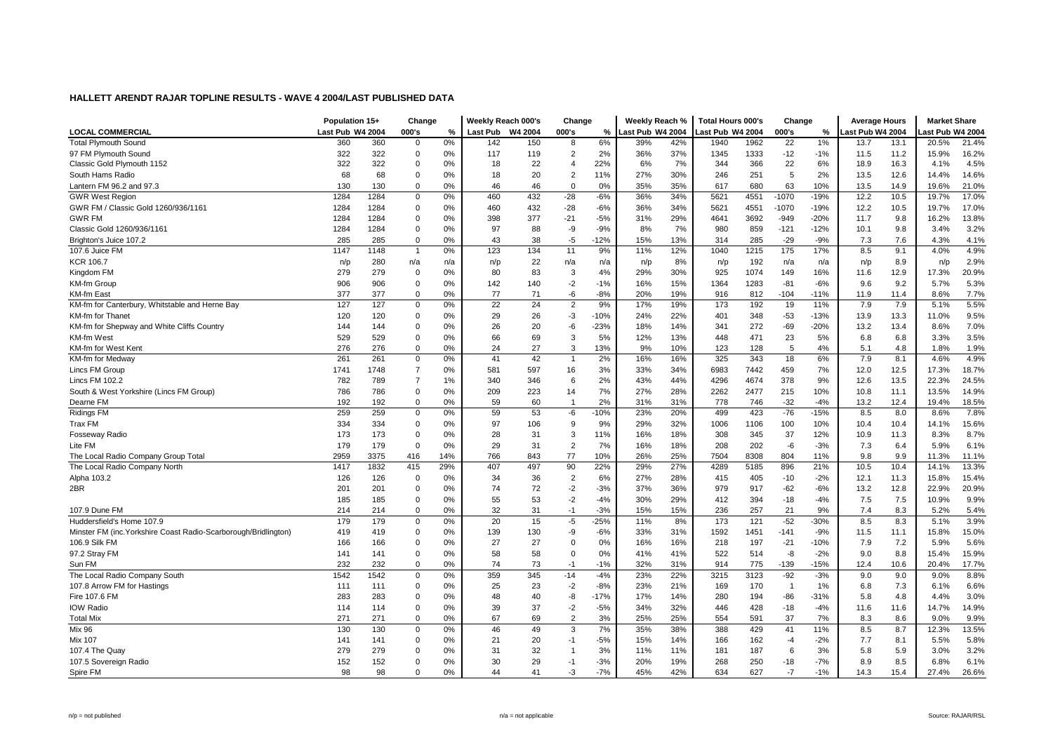## HALLETT ARENDT RAJAR TOPLINE RESULTS - WAVE 4 2004/LAST PUBLISHED DATA

| LOCAL COMMERCIAL | Population 15+ | | Change | | Weekly Reach 000's | | Change | | Weekly Reach % | | Total Hours 000's | | Change | | Average Hours | | Market Share | |
|---|---|---|---|---|---|---|---|---|---|---|---|---|---|---|---|---|---|---|
| | Last Pub | W4 2004 | 000's | % | Last Pub | W4 2004 | 000's | % | Last Pub | W4 2004 | Last Pub | W4 2004 | 000's | % | Last Pub | W4 2004 | Last Pub | W4 2004 |
| Total Plymouth Sound | 360 | 360 | 0 | 0% | 142 | 150 | 8 | 6% | 39% | 42% | 1940 | 1962 | 22 | 1% | 13.7 | 13.1 | 20.5% | 21.4% |
| 97 FM Plymouth Sound | 322 | 322 | 0 | 0% | 117 | 119 | 2 | 2% | 36% | 37% | 1345 | 1333 | -12 | -1% | 11.5 | 11.2 | 15.9% | 16.2% |
| Classic Gold Plymouth 1152 | 322 | 322 | 0 | 0% | 18 | 22 | 4 | 22% | 6% | 7% | 344 | 366 | 22 | 6% | 18.9 | 16.3 | 4.1% | 4.5% |
| South Hams Radio | 68 | 68 | 0 | 0% | 18 | 20 | 2 | 11% | 27% | 30% | 246 | 251 | 5 | 2% | 13.5 | 12.6 | 14.4% | 14.6% |
| Lantern FM 96.2 and 97.3 | 130 | 130 | 0 | 0% | 46 | 46 | 0 | 0% | 35% | 35% | 617 | 680 | 63 | 10% | 13.5 | 14.9 | 19.6% | 21.0% |
| GWR West Region | 1284 | 1284 | 0 | 0% | 460 | 432 | -28 | -6% | 36% | 34% | 5621 | 4551 | -1070 | -19% | 12.2 | 10.5 | 19.7% | 17.0% |
| GWR FM / Classic Gold 1260/936/1161 | 1284 | 1284 | 0 | 0% | 460 | 432 | -28 | -6% | 36% | 34% | 5621 | 4551 | -1070 | -19% | 12.2 | 10.5 | 19.7% | 17.0% |
| GWR FM | 1284 | 1284 | 0 | 0% | 398 | 377 | -21 | -5% | 31% | 29% | 4641 | 3692 | -949 | -20% | 11.7 | 9.8 | 16.2% | 13.8% |
| Classic Gold 1260/936/1161 | 1284 | 1284 | 0 | 0% | 97 | 88 | -9 | -9% | 8% | 7% | 980 | 859 | -121 | -12% | 10.1 | 9.8 | 3.4% | 3.2% |
| Brighton's Juice 107.2 | 285 | 285 | 0 | 0% | 43 | 38 | -5 | -12% | 15% | 13% | 314 | 285 | -29 | -9% | 7.3 | 7.6 | 4.3% | 4.1% |
| 107.6 Juice FM | 1147 | 1148 | 1 | 0% | 123 | 134 | 11 | 9% | 11% | 12% | 1040 | 1215 | 175 | 17% | 8.5 | 9.1 | 4.0% | 4.9% |
| KCR 106.7 | n/p | 280 | n/a | n/a | n/p | 22 | n/a | n/a | n/p | 8% | n/p | 192 | n/a | n/a | n/p | 8.9 | n/p | 2.9% |
| Kingdom FM | 279 | 279 | 0 | 0% | 80 | 83 | 3 | 4% | 29% | 30% | 925 | 1074 | 149 | 16% | 11.6 | 12.9 | 17.3% | 20.9% |
| KM-fm Group | 906 | 906 | 0 | 0% | 142 | 140 | -2 | -1% | 16% | 15% | 1364 | 1283 | -81 | -6% | 9.6 | 9.2 | 5.7% | 5.3% |
| KM-fm East | 377 | 377 | 0 | 0% | 77 | 71 | -6 | -8% | 20% | 19% | 916 | 812 | -104 | -11% | 11.9 | 11.4 | 8.6% | 7.7% |
| KM-fm for Canterbury, Whitstable and Herne Bay | 127 | 127 | 0 | 0% | 22 | 24 | 2 | 9% | 17% | 19% | 173 | 192 | 19 | 11% | 7.9 | 7.9 | 5.1% | 5.5% |
| KM-fm for Thanet | 120 | 120 | 0 | 0% | 29 | 26 | -3 | -10% | 24% | 22% | 401 | 348 | -53 | -13% | 13.9 | 13.3 | 11.0% | 9.5% |
| KM-fm for Shepway and White Cliffs Country | 144 | 144 | 0 | 0% | 26 | 20 | -6 | -23% | 18% | 14% | 341 | 272 | -69 | -20% | 13.2 | 13.4 | 8.6% | 7.0% |
| KM-fm West | 529 | 529 | 0 | 0% | 66 | 69 | 3 | 5% | 12% | 13% | 448 | 471 | 23 | 5% | 6.8 | 6.8 | 3.3% | 3.5% |
| KM-fm for West Kent | 276 | 276 | 0 | 0% | 24 | 27 | 3 | 13% | 9% | 10% | 123 | 128 | 5 | 4% | 5.1 | 4.8 | 1.8% | 1.9% |
| KM-fm for Medway | 261 | 261 | 0 | 0% | 41 | 42 | 1 | 2% | 16% | 16% | 325 | 343 | 18 | 6% | 7.9 | 8.1 | 4.6% | 4.9% |
| Lincs FM Group | 1741 | 1748 | 7 | 0% | 581 | 597 | 16 | 3% | 33% | 34% | 6983 | 7442 | 459 | 7% | 12.0 | 12.5 | 17.3% | 18.7% |
| Lincs FM 102.2 | 782 | 789 | 7 | 1% | 340 | 346 | 6 | 2% | 43% | 44% | 4296 | 4674 | 378 | 9% | 12.6 | 13.5 | 22.3% | 24.5% |
| South & West Yorkshire (Lincs FM Group) | 786 | 786 | 0 | 0% | 209 | 223 | 14 | 7% | 27% | 28% | 2262 | 2477 | 215 | 10% | 10.8 | 11.1 | 13.5% | 14.9% |
| Dearne FM | 192 | 192 | 0 | 0% | 59 | 60 | 1 | 2% | 31% | 31% | 778 | 746 | -32 | -4% | 13.2 | 12.4 | 19.4% | 18.5% |
| Ridings FM | 259 | 259 | 0 | 0% | 59 | 53 | -6 | -10% | 23% | 20% | 499 | 423 | -76 | -15% | 8.5 | 8.0 | 8.6% | 7.8% |
| Trax FM | 334 | 334 | 0 | 0% | 97 | 106 | 9 | 9% | 29% | 32% | 1006 | 1106 | 100 | 10% | 10.4 | 10.4 | 14.1% | 15.6% |
| Fosseway Radio | 173 | 173 | 0 | 0% | 28 | 31 | 3 | 11% | 16% | 18% | 308 | 345 | 37 | 12% | 10.9 | 11.3 | 8.3% | 8.7% |
| Lite FM | 179 | 179 | 0 | 0% | 29 | 31 | 2 | 7% | 16% | 18% | 208 | 202 | -6 | -3% | 7.3 | 6.4 | 5.9% | 6.1% |
| The Local Radio Company Group Total | 2959 | 3375 | 416 | 14% | 766 | 843 | 77 | 10% | 26% | 25% | 7504 | 8308 | 804 | 11% | 9.8 | 9.9 | 11.3% | 11.1% |
| The Local Radio Company North | 1417 | 1832 | 415 | 29% | 407 | 497 | 90 | 22% | 29% | 27% | 4289 | 5185 | 896 | 21% | 10.5 | 10.4 | 14.1% | 13.3% |
| Alpha 103.2 | 126 | 126 | 0 | 0% | 34 | 36 | 2 | 6% | 27% | 28% | 415 | 405 | -10 | -2% | 12.1 | 11.3 | 15.8% | 15.4% |
| 2BR | 201 | 201 | 0 | 0% | 74 | 72 | -2 | -3% | 37% | 36% | 979 | 917 | -62 | -6% | 13.2 | 12.8 | 22.9% | 20.9% |
| | 185 | 185 | 0 | 0% | 55 | 53 | -2 | -4% | 30% | 29% | 412 | 394 | -18 | -4% | 7.5 | 7.5 | 10.9% | 9.9% |
| 107.9 Dune FM | 214 | 214 | 0 | 0% | 32 | 31 | -1 | -3% | 15% | 15% | 236 | 257 | 21 | 9% | 7.4 | 8.3 | 5.2% | 5.4% |
| Huddersfield's Home 107.9 | 179 | 179 | 0 | 0% | 20 | 15 | -5 | -25% | 11% | 8% | 173 | 121 | -52 | -30% | 8.5 | 8.3 | 5.1% | 3.9% |
| Minster FM (inc.Yorkshire Coast Radio-Scarborough/Bridlington) | 419 | 419 | 0 | 0% | 139 | 130 | -9 | -6% | 33% | 31% | 1592 | 1451 | -141 | -9% | 11.5 | 11.1 | 15.8% | 15.0% |
| 106.9 Silk FM | 166 | 166 | 0 | 0% | 27 | 27 | 0 | 0% | 16% | 16% | 218 | 197 | -21 | -10% | 7.9 | 7.2 | 5.9% | 5.6% |
| 97.2 Stray FM | 141 | 141 | 0 | 0% | 58 | 58 | 0 | 0% | 41% | 41% | 522 | 514 | -8 | -2% | 9.0 | 8.8 | 15.4% | 15.9% |
| Sun FM | 232 | 232 | 0 | 0% | 74 | 73 | -1 | -1% | 32% | 31% | 914 | 775 | -139 | -15% | 12.4 | 10.6 | 20.4% | 17.7% |
| The Local Radio Company South | 1542 | 1542 | 0 | 0% | 359 | 345 | -14 | -4% | 23% | 22% | 3215 | 3123 | -92 | -3% | 9.0 | 9.0 | 9.0% | 8.8% |
| 107.8 Arrow FM for Hastings | 111 | 111 | 0 | 0% | 25 | 23 | -2 | -8% | 23% | 21% | 169 | 170 | 1 | 1% | 6.8 | 7.3 | 6.1% | 6.6% |
| Fire 107.6 FM | 283 | 283 | 0 | 0% | 48 | 40 | -8 | -17% | 17% | 14% | 280 | 194 | -86 | -31% | 5.8 | 4.8 | 4.4% | 3.0% |
| IOW Radio | 114 | 114 | 0 | 0% | 39 | 37 | -2 | -5% | 34% | 32% | 446 | 428 | -18 | -4% | 11.6 | 11.6 | 14.7% | 14.9% |
| Total Mix | 271 | 271 | 0 | 0% | 67 | 69 | 2 | 3% | 25% | 25% | 554 | 591 | 37 | 7% | 8.3 | 8.6 | 9.0% | 9.9% |
| Mix 96 | 130 | 130 | 0 | 0% | 46 | 49 | 3 | 7% | 35% | 38% | 388 | 429 | 41 | 11% | 8.5 | 8.7 | 12.3% | 13.5% |
| Mix 107 | 141 | 141 | 0 | 0% | 21 | 20 | -1 | -5% | 15% | 14% | 166 | 162 | -4 | -2% | 7.7 | 8.1 | 5.5% | 5.8% |
| 107.4 The Quay | 279 | 279 | 0 | 0% | 31 | 32 | 1 | 3% | 11% | 11% | 181 | 187 | 6 | 3% | 5.8 | 5.9 | 3.0% | 3.2% |
| 107.5 Sovereign Radio | 152 | 152 | 0 | 0% | 30 | 29 | -1 | -3% | 20% | 19% | 268 | 250 | -18 | -7% | 8.9 | 8.5 | 6.8% | 6.1% |
| Spire FM | 98 | 98 | 0 | 0% | 44 | 41 | -3 | -7% | 45% | 42% | 634 | 627 | -7 | -1% | 14.3 | 15.4 | 27.4% | 26.6% |

n/p = not published    n/a = not applicable    Source: RAJAR/RSL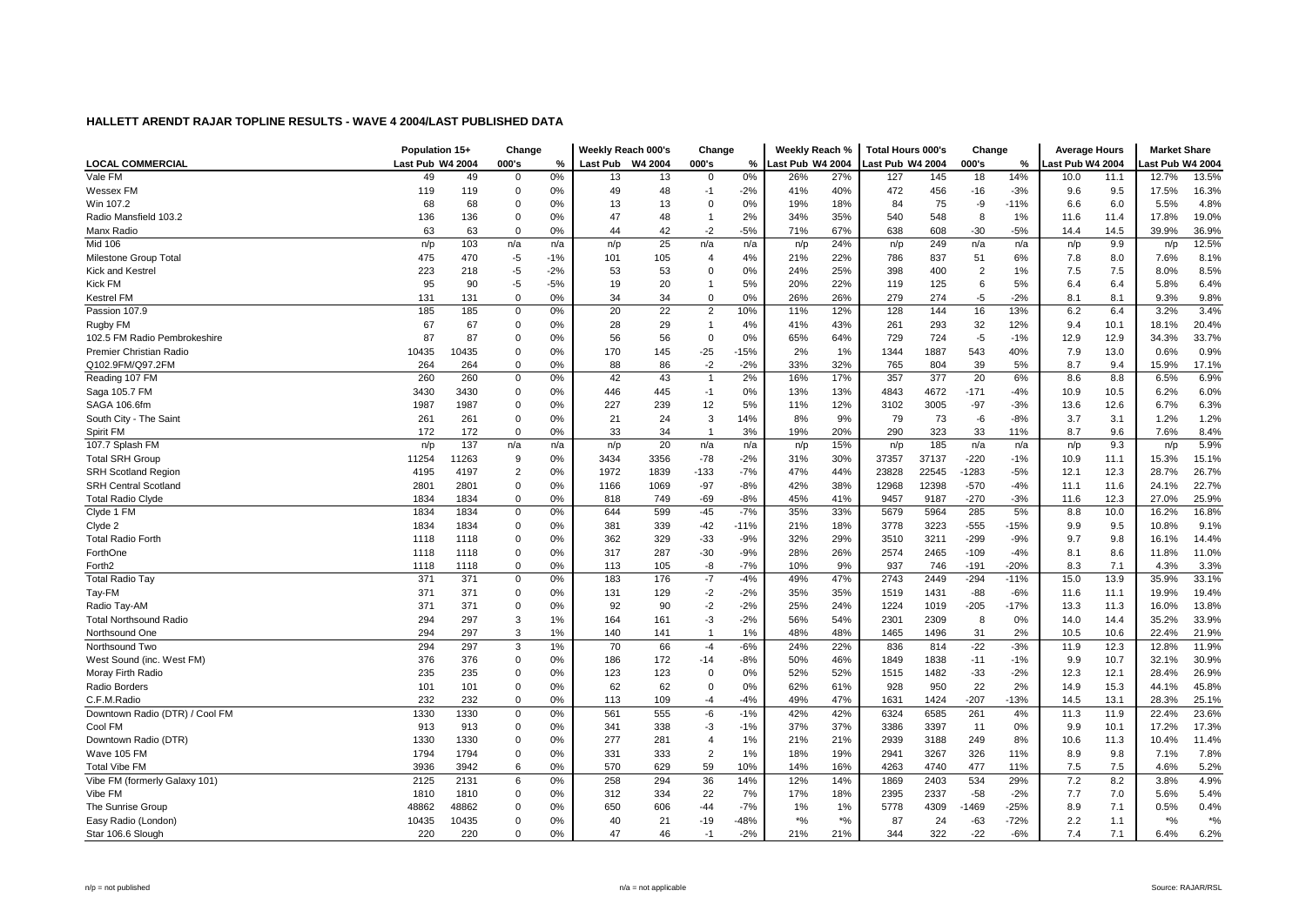# HALLETT ARENDT RAJAR TOPLINE RESULTS - WAVE 4 2004/LAST PUBLISHED DATA

| | Population 15+ | | Change | | Weekly Reach 000's | | Change | | Weekly Reach % | | Total Hours 000's | | Change | | Average Hours | | Market Share | |
|---|---|---|---|---|---|---|---|---|---|---|---|---|---|---|---|---|---|---|
| **LOCAL COMMERCIAL** | Last Pub | W4 2004 | 000's | % | Last Pub | W4 2004 | 000's | % | Last Pub | W4 2004 | Last Pub | W4 2004 | 000's | % | Last Pub | W4 2004 | Last Pub | W4 2004 |
| Vale FM | 49 | 49 | 0 | 0% | 13 | 13 | 0 | 0% | 26% | 27% | 127 | 145 | 18 | 14% | 10.0 | 11.1 | 12.7% | 13.5% |
| Wessex FM | 119 | 119 | 0 | 0% | 49 | 48 | -1 | -2% | 41% | 40% | 472 | 456 | -16 | -3% | 9.6 | 9.5 | 17.5% | 16.3% |
| Win 107.2 | 68 | 68 | 0 | 0% | 13 | 13 | 0 | 0% | 19% | 18% | 84 | 75 | -9 | -11% | 6.6 | 6.0 | 5.5% | 4.8% |
| Radio Mansfield 103.2 | 136 | 136 | 0 | 0% | 47 | 48 | 1 | 2% | 34% | 35% | 540 | 548 | 8 | 1% | 11.6 | 11.4 | 17.8% | 19.0% |
| Manx Radio | 63 | 63 | 0 | 0% | 44 | 42 | -2 | -5% | 71% | 67% | 638 | 608 | -30 | -5% | 14.4 | 14.5 | 39.9% | 36.9% |
| Mid 106 | n/p | 103 | n/a | n/a | n/p | 25 | n/a | n/a | n/p | 24% | n/p | 249 | n/a | n/a | n/p | 9.9 | n/p | 12.5% |
| Milestone Group Total | 475 | 470 | -5 | -1% | 101 | 105 | 4 | 4% | 21% | 22% | 786 | 837 | 51 | 6% | 7.8 | 8.0 | 7.6% | 8.1% |
| Kick and Kestrel | 223 | 218 | -5 | -2% | 53 | 53 | 0 | 0% | 24% | 25% | 398 | 400 | 2 | 1% | 7.5 | 7.5 | 8.0% | 8.5% |
| Kick FM | 95 | 90 | -5 | -5% | 19 | 20 | 1 | 5% | 20% | 22% | 119 | 125 | 6 | 5% | 6.4 | 6.4 | 5.8% | 6.4% |
| Kestrel FM | 131 | 131 | 0 | 0% | 34 | 34 | 0 | 0% | 26% | 26% | 279 | 274 | -5 | -2% | 8.1 | 8.1 | 9.3% | 9.8% |
| Passion 107.9 | 185 | 185 | 0 | 0% | 20 | 22 | 2 | 10% | 11% | 12% | 128 | 144 | 16 | 13% | 6.2 | 6.4 | 3.2% | 3.4% |
| Rugby FM | 67 | 67 | 0 | 0% | 28 | 29 | 1 | 4% | 41% | 43% | 261 | 293 | 32 | 12% | 9.4 | 10.1 | 18.1% | 20.4% |
| 102.5 FM Radio Pembrokeshire | 87 | 87 | 0 | 0% | 56 | 56 | 0 | 0% | 65% | 64% | 729 | 724 | -5 | -1% | 12.9 | 12.9 | 34.3% | 33.7% |
| Premier Christian Radio | 10435 | 10435 | 0 | 0% | 170 | 145 | -25 | -15% | 2% | 1% | 1344 | 1887 | 543 | 40% | 7.9 | 13.0 | 0.6% | 0.9% |
| Q102.9FM/Q97.2FM | 264 | 264 | 0 | 0% | 88 | 86 | -2 | -2% | 33% | 32% | 765 | 804 | 39 | 5% | 8.7 | 9.4 | 15.9% | 17.1% |
| Reading 107 FM | 260 | 260 | 0 | 0% | 42 | 43 | 1 | 2% | 16% | 17% | 357 | 377 | 20 | 6% | 8.6 | 8.8 | 6.5% | 6.9% |
| Saga 105.7 FM | 3430 | 3430 | 0 | 0% | 446 | 445 | -1 | 0% | 13% | 13% | 4843 | 4672 | -171 | -4% | 10.9 | 10.5 | 6.2% | 6.0% |
| SAGA 106.6fm | 1987 | 1987 | 0 | 0% | 227 | 239 | 12 | 5% | 11% | 12% | 3102 | 3005 | -97 | -3% | 13.6 | 12.6 | 6.7% | 6.3% |
| South City - The Saint | 261 | 261 | 0 | 0% | 21 | 24 | 3 | 14% | 8% | 9% | 79 | 73 | -6 | -8% | 3.7 | 3.1 | 1.2% | 1.2% |
| Spirit FM | 172 | 172 | 0 | 0% | 33 | 34 | 1 | 3% | 19% | 20% | 290 | 323 | 33 | 11% | 8.7 | 9.6 | 7.6% | 8.4% |
| 107.7 Splash FM | n/p | 137 | n/a | n/a | n/p | 20 | n/a | n/a | n/p | 15% | n/p | 185 | n/a | n/a | n/p | 9.3 | n/p | 5.9% |
| Total SRH Group | 11254 | 11263 | 9 | 0% | 3434 | 3356 | -78 | -2% | 31% | 30% | 37357 | 37137 | -220 | -1% | 10.9 | 11.1 | 15.3% | 15.1% |
| SRH Scotland Region | 4195 | 4197 | 2 | 0% | 1972 | 1839 | -133 | -7% | 47% | 44% | 23828 | 22545 | -1283 | -5% | 12.1 | 12.3 | 28.7% | 26.7% |
| SRH Central Scotland | 2801 | 2801 | 0 | 0% | 1166 | 1069 | -97 | -8% | 42% | 38% | 12968 | 12398 | -570 | -4% | 11.1 | 11.6 | 24.1% | 22.7% |
| Total Radio Clyde | 1834 | 1834 | 0 | 0% | 818 | 749 | -69 | -8% | 45% | 41% | 9457 | 9187 | -270 | -3% | 11.6 | 12.3 | 27.0% | 25.9% |
| Clyde 1 FM | 1834 | 1834 | 0 | 0% | 644 | 599 | -45 | -7% | 35% | 33% | 5679 | 5964 | 285 | 5% | 8.8 | 10.0 | 16.2% | 16.8% |
| Clyde 2 | 1834 | 1834 | 0 | 0% | 381 | 339 | -42 | -11% | 21% | 18% | 3778 | 3223 | -555 | -15% | 9.9 | 9.5 | 10.8% | 9.1% |
| Total Radio Forth | 1118 | 1118 | 0 | 0% | 362 | 329 | -33 | -9% | 32% | 29% | 3510 | 3211 | -299 | -9% | 9.7 | 9.8 | 16.1% | 14.4% |
| ForthOne | 1118 | 1118 | 0 | 0% | 317 | 287 | -30 | -9% | 28% | 26% | 2574 | 2465 | -109 | -4% | 8.1 | 8.6 | 11.8% | 11.0% |
| Forth2 | 1118 | 1118 | 0 | 0% | 113 | 105 | -8 | -7% | 10% | 9% | 937 | 746 | -191 | -20% | 8.3 | 7.1 | 4.3% | 3.3% |
| Total Radio Tay | 371 | 371 | 0 | 0% | 183 | 176 | -7 | -4% | 49% | 47% | 2743 | 2449 | -294 | -11% | 15.0 | 13.9 | 35.9% | 33.1% |
| Tay-FM | 371 | 371 | 0 | 0% | 131 | 129 | -2 | -2% | 35% | 35% | 1519 | 1431 | -88 | -6% | 11.6 | 11.1 | 19.9% | 19.4% |
| Radio Tay-AM | 371 | 371 | 0 | 0% | 92 | 90 | -2 | -2% | 25% | 24% | 1224 | 1019 | -205 | -17% | 13.3 | 11.3 | 16.0% | 13.8% |
| Total Northsound Radio | 294 | 297 | 3 | 1% | 164 | 161 | -3 | -2% | 56% | 54% | 2301 | 2309 | 8 | 0% | 14.0 | 14.4 | 35.2% | 33.9% |
| Northsound One | 294 | 297 | 3 | 1% | 140 | 141 | 1 | 1% | 48% | 48% | 1465 | 1496 | 31 | 2% | 10.5 | 10.6 | 22.4% | 21.9% |
| Northsound Two | 294 | 297 | 3 | 1% | 70 | 66 | -4 | -6% | 24% | 22% | 836 | 814 | -22 | -3% | 11.9 | 12.3 | 12.8% | 11.9% |
| West Sound (inc. West FM) | 376 | 376 | 0 | 0% | 186 | 172 | -14 | -8% | 50% | 46% | 1849 | 1838 | -11 | -1% | 9.9 | 10.7 | 32.1% | 30.9% |
| Moray Firth Radio | 235 | 235 | 0 | 0% | 123 | 123 | 0 | 0% | 52% | 52% | 1515 | 1482 | -33 | -2% | 12.3 | 12.1 | 28.4% | 26.9% |
| Radio Borders | 101 | 101 | 0 | 0% | 62 | 62 | 0 | 0% | 62% | 61% | 928 | 950 | 22 | 2% | 14.9 | 15.3 | 44.1% | 45.8% |
| C.F.M.Radio | 232 | 232 | 0 | 0% | 113 | 109 | -4 | -4% | 49% | 47% | 1631 | 1424 | -207 | -13% | 14.5 | 13.1 | 28.3% | 25.1% |
| Downtown Radio (DTR) / Cool FM | 1330 | 1330 | 0 | 0% | 561 | 555 | -6 | -1% | 42% | 42% | 6324 | 6585 | 261 | 4% | 11.3 | 11.9 | 22.4% | 23.6% |
| Cool FM | 913 | 913 | 0 | 0% | 341 | 338 | -3 | -1% | 37% | 37% | 3386 | 3397 | 11 | 0% | 9.9 | 10.1 | 17.2% | 17.3% |
| Downtown Radio (DTR) | 1330 | 1330 | 0 | 0% | 277 | 281 | 4 | 1% | 21% | 21% | 2939 | 3188 | 249 | 8% | 10.6 | 11.3 | 10.4% | 11.4% |
| Wave 105 FM | 1794 | 1794 | 0 | 0% | 331 | 333 | 2 | 1% | 18% | 19% | 2941 | 3267 | 326 | 11% | 8.9 | 9.8 | 7.1% | 7.8% |
| Total Vibe FM | 3936 | 3942 | 6 | 0% | 570 | 629 | 59 | 10% | 14% | 16% | 4263 | 4740 | 477 | 11% | 7.5 | 7.5 | 4.6% | 5.2% |
| Vibe FM (formerly Galaxy 101) | 2125 | 2131 | 6 | 0% | 258 | 294 | 36 | 14% | 12% | 14% | 1869 | 2403 | 534 | 29% | 7.2 | 8.2 | 3.8% | 4.9% |
| Vibe FM | 1810 | 1810 | 0 | 0% | 312 | 334 | 22 | 7% | 17% | 18% | 2395 | 2337 | -58 | -2% | 7.7 | 7.0 | 5.6% | 5.4% |
| The Sunrise Group | 48862 | 48862 | 0 | 0% | 650 | 606 | -44 | -7% | 1% | 1% | 5778 | 4309 | -1469 | -25% | 8.9 | 7.1 | 0.5% | 0.4% |
| Easy Radio (London) | 10435 | 10435 | 0 | 0% | 40 | 21 | -19 | -48% | *% | *% | 87 | 24 | -63 | -72% | 2.2 | 1.1 | *% | *% |
| Star 106.6 Slough | 220 | 220 | 0 | 0% | 47 | 46 | -1 | -2% | 21% | 21% | 344 | 322 | -22 | -6% | 7.4 | 7.1 | 6.4% | 6.2% |

n/p = not published    n/a = not applicable    Source: RAJAR/RSL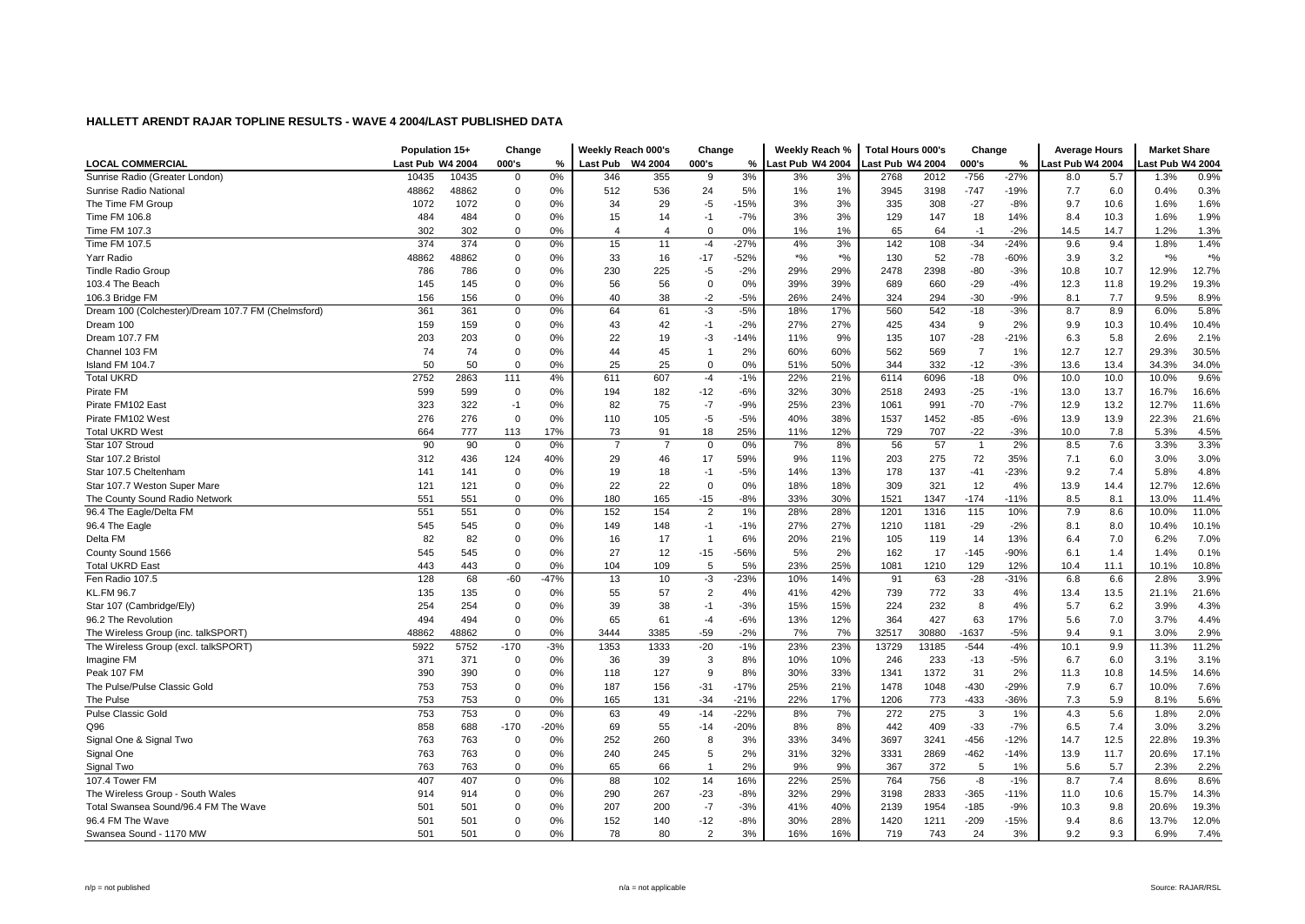**HALLETT ARENDT RAJAR TOPLINE RESULTS - WAVE 4 2004/LAST PUBLISHED DATA**

| | Population 15+ | | Change | | Weekly Reach 000's | | Change | | Weekly Reach % | | Total Hours 000's | | Change | | Average Hours | | Market Share | |
|---|---|---|---|---|---|---|---|---|---|---|---|---|---|---|---|---|---|---|
| **LOCAL COMMERCIAL** | Last Pub | W4 2004 | 000's | % | Last Pub | W4 2004 | 000's | % | Last Pub | W4 2004 | Last Pub | W4 2004 | 000's | % | Last Pub | W4 2004 | Last Pub | W4 2004 |
| Sunrise Radio (Greater London) | 10435 | 10435 | 0 | 0% | 346 | 355 | 9 | 3% | 3% | 3% | 2768 | 2012 | -756 | -27% | 8.0 | 5.7 | 1.3% | 0.9% |
| Sunrise Radio National | 48862 | 48862 | 0 | 0% | 512 | 536 | 24 | 5% | 1% | 1% | 3945 | 3198 | -747 | -19% | 7.7 | 6.0 | 0.4% | 0.3% |
| The Time FM Group | 1072 | 1072 | 0 | 0% | 34 | 29 | -5 | -15% | 3% | 3% | 335 | 308 | -27 | -8% | 9.7 | 10.6 | 1.6% | 1.6% |
| Time FM 106.8 | 484 | 484 | 0 | 0% | 15 | 14 | -1 | -7% | 3% | 3% | 129 | 147 | 18 | 14% | 8.4 | 10.3 | 1.6% | 1.9% |
| Time FM 107.3 | 302 | 302 | 0 | 0% | 4 | 4 | 0 | 0% | 1% | 1% | 65 | 64 | -1 | -2% | 14.5 | 14.7 | 1.2% | 1.3% |
| Time FM 107.5 | 374 | 374 | 0 | 0% | 15 | 11 | -4 | -27% | 4% | 3% | 142 | 108 | -34 | -24% | 9.6 | 9.4 | 1.8% | 1.4% |
| Yarr Radio | 48862 | 48862 | 0 | 0% | 33 | 16 | -17 | -52% | *% | *% | 130 | 52 | -78 | -60% | 3.9 | 3.2 | *% | *% |
| Tindle Radio Group | 786 | 786 | 0 | 0% | 230 | 225 | -5 | -2% | 29% | 29% | 2478 | 2398 | -80 | -3% | 10.8 | 10.7 | 12.9% | 12.7% |
| 103.4 The Beach | 145 | 145 | 0 | 0% | 56 | 56 | 0 | 0% | 39% | 39% | 689 | 660 | -29 | -4% | 12.3 | 11.8 | 19.2% | 19.3% |
| 106.3 Bridge FM | 156 | 156 | 0 | 0% | 40 | 38 | -2 | -5% | 26% | 24% | 324 | 294 | -30 | -9% | 8.1 | 7.7 | 9.5% | 8.9% |
| Dream 100 (Colchester)/Dream 107.7 FM (Chelmsford) | 361 | 361 | 0 | 0% | 64 | 61 | -3 | -5% | 18% | 17% | 560 | 542 | -18 | -3% | 8.7 | 8.9 | 6.0% | 5.8% |
| Dream 100 | 159 | 159 | 0 | 0% | 43 | 42 | -1 | -2% | 27% | 27% | 425 | 434 | 9 | 2% | 9.9 | 10.3 | 10.4% | 10.4% |
| Dream 107.7 FM | 203 | 203 | 0 | 0% | 22 | 19 | -3 | -14% | 11% | 9% | 135 | 107 | -28 | -21% | 6.3 | 5.8 | 2.6% | 2.1% |
| Channel 103 FM | 74 | 74 | 0 | 0% | 44 | 45 | 1 | 2% | 60% | 60% | 562 | 569 | 7 | 1% | 12.7 | 12.7 | 29.3% | 30.5% |
| Island FM 104.7 | 50 | 50 | 0 | 0% | 25 | 25 | 0 | 0% | 51% | 50% | 344 | 332 | -12 | -3% | 13.6 | 13.4 | 34.3% | 34.0% |
| Total UKRD | 2752 | 2863 | 111 | 4% | 611 | 607 | -4 | -1% | 22% | 21% | 6114 | 6096 | -18 | 0% | 10.0 | 10.0 | 10.0% | 9.6% |
| Pirate FM | 599 | 599 | 0 | 0% | 194 | 182 | -12 | -6% | 32% | 30% | 2518 | 2493 | -25 | -1% | 13.0 | 13.7 | 16.7% | 16.6% |
| Pirate FM102 East | 323 | 322 | -1 | 0% | 82 | 75 | -7 | -9% | 25% | 23% | 1061 | 991 | -70 | -7% | 12.9 | 13.2 | 12.7% | 11.6% |
| Pirate FM102 West | 276 | 276 | 0 | 0% | 110 | 105 | -5 | -5% | 40% | 38% | 1537 | 1452 | -85 | -6% | 13.9 | 13.9 | 22.3% | 21.6% |
| Total UKRD West | 664 | 777 | 113 | 17% | 73 | 91 | 18 | 25% | 11% | 12% | 729 | 707 | -22 | -3% | 10.0 | 7.8 | 5.3% | 4.5% |
| Star 107 Stroud | 90 | 90 | 0 | 0% | 7 | 7 | 0 | 0% | 7% | 8% | 56 | 57 | 1 | 2% | 8.5 | 7.6 | 3.3% | 3.3% |
| Star 107.2 Bristol | 312 | 436 | 124 | 40% | 29 | 46 | 17 | 59% | 9% | 11% | 203 | 275 | 72 | 35% | 7.1 | 6.0 | 3.0% | 3.0% |
| Star 107.5 Cheltenham | 141 | 141 | 0 | 0% | 19 | 18 | -1 | -5% | 14% | 13% | 178 | 137 | -41 | -23% | 9.2 | 7.4 | 5.8% | 4.8% |
| Star 107.7 Weston Super Mare | 121 | 121 | 0 | 0% | 22 | 22 | 0 | 0% | 18% | 18% | 309 | 321 | 12 | 4% | 13.9 | 14.4 | 12.7% | 12.6% |
| The County Sound Radio Network | 551 | 551 | 0 | 0% | 180 | 165 | -15 | -8% | 33% | 30% | 1521 | 1347 | -174 | -11% | 8.5 | 8.1 | 13.0% | 11.4% |
| 96.4 The Eagle/Delta FM | 551 | 551 | 0 | 0% | 152 | 154 | 2 | 1% | 28% | 28% | 1201 | 1316 | 115 | 10% | 7.9 | 8.6 | 10.0% | 11.0% |
| 96.4 The Eagle | 545 | 545 | 0 | 0% | 149 | 148 | -1 | -1% | 27% | 27% | 1210 | 1181 | -29 | -2% | 8.1 | 8.0 | 10.4% | 10.1% |
| Delta FM | 82 | 82 | 0 | 0% | 16 | 17 | 1 | 6% | 20% | 21% | 105 | 119 | 14 | 13% | 6.4 | 7.0 | 6.2% | 7.0% |
| County Sound 1566 | 545 | 545 | 0 | 0% | 27 | 12 | -15 | -56% | 5% | 2% | 162 | 17 | -145 | -90% | 6.1 | 1.4 | 1.4% | 0.1% |
| Total UKRD East | 443 | 443 | 0 | 0% | 104 | 109 | 5 | 5% | 23% | 25% | 1081 | 1210 | 129 | 12% | 10.4 | 11.1 | 10.1% | 10.8% |
| Fen Radio 107.5 | 128 | 68 | -60 | -47% | 13 | 10 | -3 | -23% | 10% | 14% | 91 | 63 | -28 | -31% | 6.8 | 6.6 | 2.8% | 3.9% |
| KL.FM 96.7 | 135 | 135 | 0 | 0% | 55 | 57 | 2 | 4% | 41% | 42% | 739 | 772 | 33 | 4% | 13.4 | 13.5 | 21.1% | 21.6% |
| Star 107 (Cambridge/Ely) | 254 | 254 | 0 | 0% | 39 | 38 | -1 | -3% | 15% | 15% | 224 | 232 | 8 | 4% | 5.7 | 6.2 | 3.9% | 4.3% |
| 96.2 The Revolution | 494 | 494 | 0 | 0% | 65 | 61 | -4 | -6% | 13% | 12% | 364 | 427 | 63 | 17% | 5.6 | 7.0 | 3.7% | 4.4% |
| The Wireless Group (inc. talkSPORT) | 48862 | 48862 | 0 | 0% | 3444 | 3385 | -59 | -2% | 7% | 7% | 32517 | 30880 | -1637 | -5% | 9.4 | 9.1 | 3.0% | 2.9% |
| The Wireless Group (excl. talkSPORT) | 5922 | 5752 | -170 | -3% | 1353 | 1333 | -20 | -1% | 23% | 23% | 13729 | 13185 | -544 | -4% | 10.1 | 9.9 | 11.3% | 11.2% |
| Imagine FM | 371 | 371 | 0 | 0% | 36 | 39 | 3 | 8% | 10% | 10% | 246 | 233 | -13 | -5% | 6.7 | 6.0 | 3.1% | 3.1% |
| Peak 107 FM | 390 | 390 | 0 | 0% | 118 | 127 | 9 | 8% | 30% | 33% | 1341 | 1372 | 31 | 2% | 11.3 | 10.8 | 14.5% | 14.6% |
| The Pulse/Pulse Classic Gold | 753 | 753 | 0 | 0% | 187 | 156 | -31 | -17% | 25% | 21% | 1478 | 1048 | -430 | -29% | 7.9 | 6.7 | 10.0% | 7.6% |
| The Pulse | 753 | 753 | 0 | 0% | 165 | 131 | -34 | -21% | 22% | 17% | 1206 | 773 | -433 | -36% | 7.3 | 5.9 | 8.1% | 5.6% |
| Pulse Classic Gold | 753 | 753 | 0 | 0% | 63 | 49 | -14 | -22% | 8% | 7% | 272 | 275 | 3 | 1% | 4.3 | 5.6 | 1.8% | 2.0% |
| Q96 | 858 | 688 | -170 | -20% | 69 | 55 | -14 | -20% | 8% | 8% | 442 | 409 | -33 | -7% | 6.5 | 7.4 | 3.0% | 3.2% |
| Signal One & Signal Two | 763 | 763 | 0 | 0% | 252 | 260 | 8 | 3% | 33% | 34% | 3697 | 3241 | -456 | -12% | 14.7 | 12.5 | 22.8% | 19.3% |
| Signal One | 763 | 763 | 0 | 0% | 240 | 245 | 5 | 2% | 31% | 32% | 3331 | 2869 | -462 | -14% | 13.9 | 11.7 | 20.6% | 17.1% |
| Signal Two | 763 | 763 | 0 | 0% | 65 | 66 | 1 | 2% | 9% | 9% | 367 | 372 | 5 | 1% | 5.6 | 5.7 | 2.3% | 2.2% |
| 107.4 Tower FM | 407 | 407 | 0 | 0% | 88 | 102 | 14 | 16% | 22% | 25% | 764 | 756 | -8 | -1% | 8.7 | 7.4 | 8.6% | 8.6% |
| The Wireless Group - South Wales | 914 | 914 | 0 | 0% | 290 | 267 | -23 | -8% | 32% | 29% | 3198 | 2833 | -365 | -11% | 11.0 | 10.6 | 15.7% | 14.3% |
| Total Swansea Sound/96.4 FM The Wave | 501 | 501 | 0 | 0% | 207 | 200 | -7 | -3% | 41% | 40% | 2139 | 1954 | -185 | -9% | 10.3 | 9.8 | 20.6% | 19.3% |
| 96.4 FM The Wave | 501 | 501 | 0 | 0% | 152 | 140 | -12 | -8% | 30% | 28% | 1420 | 1211 | -209 | -15% | 9.4 | 8.6 | 13.7% | 12.0% |
| Swansea Sound - 1170 MW | 501 | 501 | 0 | 0% | 78 | 80 | 2 | 3% | 16% | 16% | 719 | 743 | 24 | 3% | 9.2 | 9.3 | 6.9% | 7.4% |

n/p = not published

n/a = not applicable

Source: RAJAR/RSL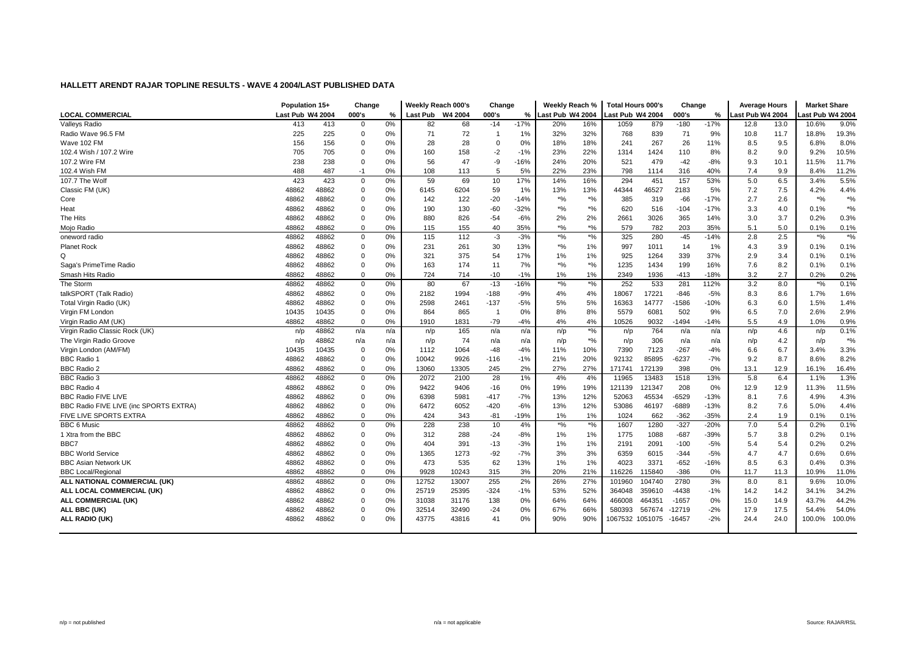## HALLETT ARENDT RAJAR TOPLINE RESULTS - WAVE 4 2004/LAST PUBLISHED DATA

| LOCAL COMMERCIAL | Population 15+ | | Change | | Weekly Reach 000's | | Change | | Weekly Reach % | | Total Hours 000's | | Change | | Average Hours | | Market Share | |
|---|---|---|---|---|---|---|---|---|---|---|---|---|---|---|---|---|---|---|
| | Last Pub | W4 2004 | 000's | % | Last Pub | W4 2004 | 000's | % | Last Pub | W4 2004 | Last Pub | W4 2004 | 000's | % | Last Pub | W4 2004 | Last Pub | W4 2004 |
| Valleys Radio | 413 | 413 | 0 | 0% | 82 | 68 | -14 | -17% | 20% | 16% | 1059 | 879 | -180 | -17% | 12.8 | 13.0 | 10.6% | 9.0% |
| Radio Wave 96.5 FM | 225 | 225 | 0 | 0% | 71 | 72 | 1 | 1% | 32% | 32% | 768 | 839 | 71 | 9% | 10.8 | 11.7 | 18.8% | 19.3% |
| Wave 102 FM | 156 | 156 | 0 | 0% | 28 | 28 | 0 | 0% | 18% | 18% | 241 | 267 | 26 | 11% | 8.5 | 9.5 | 6.8% | 8.0% |
| 102.4 Wish / 107.2 Wire | 705 | 705 | 0 | 0% | 160 | 158 | -2 | -1% | 23% | 22% | 1314 | 1424 | 110 | 8% | 8.2 | 9.0 | 9.2% | 10.5% |
| 107.2 Wire FM | 238 | 238 | 0 | 0% | 56 | 47 | -9 | -16% | 24% | 20% | 521 | 479 | -42 | -8% | 9.3 | 10.1 | 11.5% | 11.7% |
| 102.4 Wish FM | 488 | 487 | -1 | 0% | 108 | 113 | 5 | 5% | 22% | 23% | 798 | 1114 | 316 | 40% | 7.4 | 9.9 | 8.4% | 11.2% |
| 107.7 The Wolf | 423 | 423 | 0 | 0% | 59 | 69 | 10 | 17% | 14% | 16% | 294 | 451 | 157 | 53% | 5.0 | 6.5 | 3.4% | 5.5% |
| Classic FM (UK) | 48862 | 48862 | 0 | 0% | 6145 | 6204 | 59 | 1% | 13% | 13% | 44344 | 46527 | 2183 | 5% | 7.2 | 7.5 | 4.2% | 4.4% |
| Core | 48862 | 48862 | 0 | 0% | 142 | 122 | -20 | -14% | *% | *% | 385 | 319 | -66 | -17% | 2.7 | 2.6 | *% | *% |
| Heat | 48862 | 48862 | 0 | 0% | 190 | 130 | -60 | -32% | *% | *% | 620 | 516 | -104 | -17% | 3.3 | 4.0 | 0.1% | *% |
| The Hits | 48862 | 48862 | 0 | 0% | 880 | 826 | -54 | -6% | 2% | 2% | 2661 | 3026 | 365 | 14% | 3.0 | 3.7 | 0.2% | 0.3% |
| Mojo Radio | 48862 | 48862 | 0 | 0% | 115 | 155 | 40 | 35% | *% | *% | 579 | 782 | 203 | 35% | 5.1 | 5.0 | 0.1% | 0.1% |
| oneword radio | 48862 | 48862 | 0 | 0% | 115 | 112 | -3 | -3% | *% | *% | 325 | 280 | -45 | -14% | 2.8 | 2.5 | *% | *% |
| Planet Rock | 48862 | 48862 | 0 | 0% | 231 | 261 | 30 | 13% | *% | 1% | 997 | 1011 | 14 | 1% | 4.3 | 3.9 | 0.1% | 0.1% |
| Q | 48862 | 48862 | 0 | 0% | 321 | 375 | 54 | 17% | 1% | 1% | 925 | 1264 | 339 | 37% | 2.9 | 3.4 | 0.1% | 0.1% |
| Saga's PrimeTime Radio | 48862 | 48862 | 0 | 0% | 163 | 174 | 11 | 7% | *% | *% | 1235 | 1434 | 199 | 16% | 7.6 | 8.2 | 0.1% | 0.1% |
| Smash Hits Radio | 48862 | 48862 | 0 | 0% | 724 | 714 | -10 | -1% | 1% | 1% | 2349 | 1936 | -413 | -18% | 3.2 | 2.7 | 0.2% | 0.2% |
| The Storm | 48862 | 48862 | 0 | 0% | 80 | 67 | -13 | -16% | *% | *% | 252 | 533 | 281 | 112% | 3.2 | 8.0 | *% | 0.1% |
| talkSPORT (Talk Radio) | 48862 | 48862 | 0 | 0% | 2182 | 1994 | -188 | -9% | 4% | 4% | 18067 | 17221 | -846 | -5% | 8.3 | 8.6 | 1.7% | 1.6% |
| Total Virgin Radio (UK) | 48862 | 48862 | 0 | 0% | 2598 | 2461 | -137 | -5% | 5% | 5% | 16363 | 14777 | -1586 | -10% | 6.3 | 6.0 | 1.5% | 1.4% |
| Virgin FM London | 10435 | 10435 | 0 | 0% | 864 | 865 | 1 | 0% | 8% | 8% | 5579 | 6081 | 502 | 9% | 6.5 | 7.0 | 2.6% | 2.9% |
| Virgin Radio AM (UK) | 48862 | 48862 | 0 | 0% | 1910 | 1831 | -79 | -4% | 4% | 4% | 10526 | 9032 | -1494 | -14% | 5.5 | 4.9 | 1.0% | 0.9% |
| Virgin Radio Classic Rock (UK) | n/p | 48862 | n/a | n/a | n/p | 165 | n/a | n/a | n/p | *% | n/p | 764 | n/a | n/a | n/p | 4.6 | n/p | 0.1% |
| The Virgin Radio Groove | n/p | 48862 | n/a | n/a | n/p | 74 | n/a | n/a | n/p | *% | n/p | 306 | n/a | n/a | n/p | 4.2 | n/p | *% |
| Virgin London (AM/FM) | 10435 | 10435 | 0 | 0% | 1112 | 1064 | -48 | -4% | 11% | 10% | 7390 | 7123 | -267 | -4% | 6.6 | 6.7 | 3.4% | 3.3% |
| BBC Radio 1 | 48862 | 48862 | 0 | 0% | 10042 | 9926 | -116 | -1% | 21% | 20% | 92132 | 85895 | -6237 | -7% | 9.2 | 8.7 | 8.6% | 8.2% |
| BBC Radio 2 | 48862 | 48862 | 0 | 0% | 13060 | 13305 | 245 | 2% | 27% | 27% | 171741 | 172139 | 398 | 0% | 13.1 | 12.9 | 16.1% | 16.4% |
| BBC Radio 3 | 48862 | 48862 | 0 | 0% | 2072 | 2100 | 28 | 1% | 4% | 4% | 11965 | 13483 | 1518 | 13% | 5.8 | 6.4 | 1.1% | 1.3% |
| BBC Radio 4 | 48862 | 48862 | 0 | 0% | 9422 | 9406 | -16 | 0% | 19% | 19% | 121139 | 121347 | 208 | 0% | 12.9 | 12.9 | 11.3% | 11.5% |
| BBC Radio FIVE LIVE | 48862 | 48862 | 0 | 0% | 6398 | 5981 | -417 | -7% | 13% | 12% | 52063 | 45534 | -6529 | -13% | 8.1 | 7.6 | 4.9% | 4.3% |
| BBC Radio FIVE LIVE (inc SPORTS EXTRA) | 48862 | 48862 | 0 | 0% | 6472 | 6052 | -420 | -6% | 13% | 12% | 53086 | 46197 | -6889 | -13% | 8.2 | 7.6 | 5.0% | 4.4% |
| FIVE LIVE SPORTS EXTRA | 48862 | 48862 | 0 | 0% | 424 | 343 | -81 | -19% | 1% | 1% | 1024 | 662 | -362 | -35% | 2.4 | 1.9 | 0.1% | 0.1% |
| BBC 6 Music | 48862 | 48862 | 0 | 0% | 228 | 238 | 10 | 4% | *% | *% | 1607 | 1280 | -327 | -20% | 7.0 | 5.4 | 0.2% | 0.1% |
| 1 Xtra from the BBC | 48862 | 48862 | 0 | 0% | 312 | 288 | -24 | -8% | 1% | 1% | 1775 | 1088 | -687 | -39% | 5.7 | 3.8 | 0.2% | 0.1% |
| BBC7 | 48862 | 48862 | 0 | 0% | 404 | 391 | -13 | -3% | 1% | 1% | 2191 | 2091 | -100 | -5% | 5.4 | 5.4 | 0.2% | 0.2% |
| BBC World Service | 48862 | 48862 | 0 | 0% | 1365 | 1273 | -92 | -7% | 3% | 3% | 6359 | 6015 | -344 | -5% | 4.7 | 4.7 | 0.6% | 0.6% |
| BBC Asian Network UK | 48862 | 48862 | 0 | 0% | 473 | 535 | 62 | 13% | 1% | 1% | 4023 | 3371 | -652 | -16% | 8.5 | 6.3 | 0.4% | 0.3% |
| BBC Local/Regional | 48862 | 48862 | 0 | 0% | 9928 | 10243 | 315 | 3% | 20% | 21% | 116226 | 115840 | -386 | 0% | 11.7 | 11.3 | 10.9% | 11.0% |
| **ALL NATIONAL COMMERCIAL (UK)** | 48862 | 48862 | 0 | 0% | 12752 | 13007 | 255 | 2% | 26% | 27% | 101960 | 104740 | 2780 | 3% | 8.0 | 8.1 | 9.6% | 10.0% |
| **ALL LOCAL COMMERCIAL (UK)** | 48862 | 48862 | 0 | 0% | 25719 | 25395 | -324 | -1% | 53% | 52% | 364048 | 359610 | -4438 | -1% | 14.2 | 14.2 | 34.1% | 34.2% |
| **ALL COMMERCIAL (UK)** | 48862 | 48862 | 0 | 0% | 31038 | 31176 | 138 | 0% | 64% | 64% | 466008 | 464351 | -1657 | 0% | 15.0 | 14.9 | 43.7% | 44.2% |
| **ALL BBC (UK)** | 48862 | 48862 | 0 | 0% | 32514 | 32490 | -24 | 0% | 67% | 66% | 580393 | 567674 | -12719 | -2% | 17.9 | 17.5 | 54.4% | 54.0% |
| **ALL RADIO (UK)** | 48862 | 48862 | 0 | 0% | 43775 | 43816 | 41 | 0% | 90% | 90% | 1067532 | 1051075 | -16457 | -2% | 24.4 | 24.0 | 100.0% | 100.0% |

n/p = not published

n/a = not applicable

Source: RAJAR/RSL